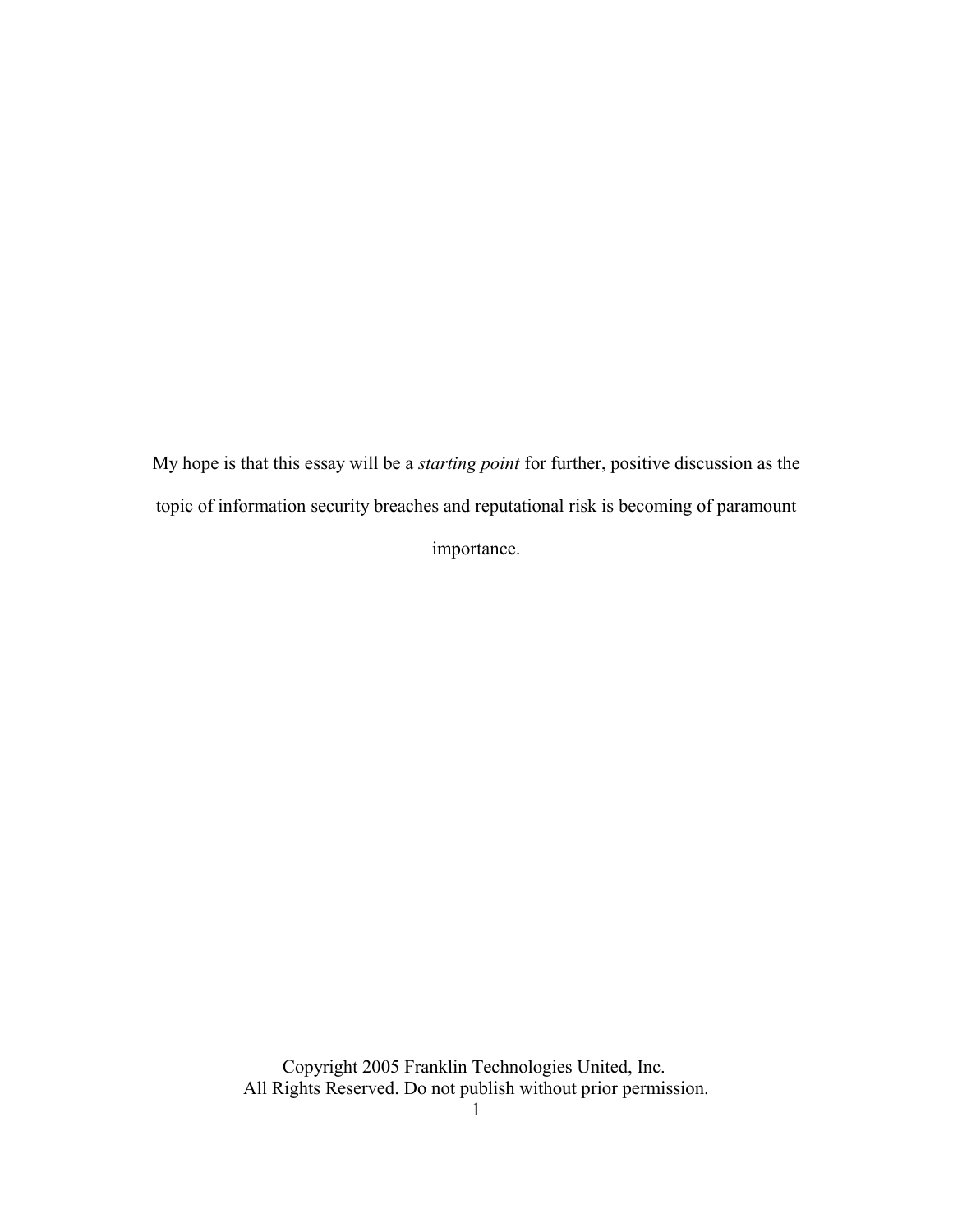My hope is that this essay will be a *starting point* for further, positive discussion as the topic of information security breaches and reputational risk is becoming of paramount importance.

Copyright 2005 Franklin Technologies United, Inc.
All Rights Reserved. Do not publish without prior permission.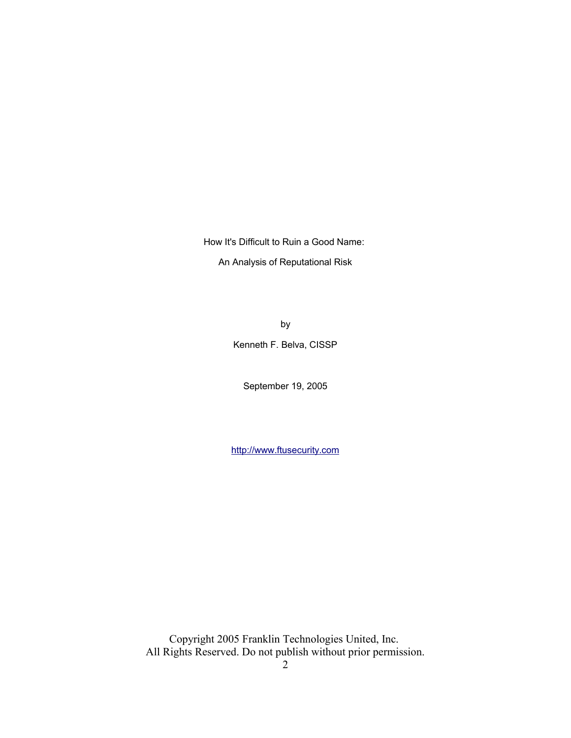How It's Difficult to Ruin a Good Name:

An Analysis of Reputational Risk

by

Kenneth F. Belva, CISSP

September 19, 2005

[http://www.ftusecurity.com](http://www.ftusecurity.com)

Copyright 2005 Franklin Technologies United, Inc.
All Rights Reserved. Do not publish without prior permission.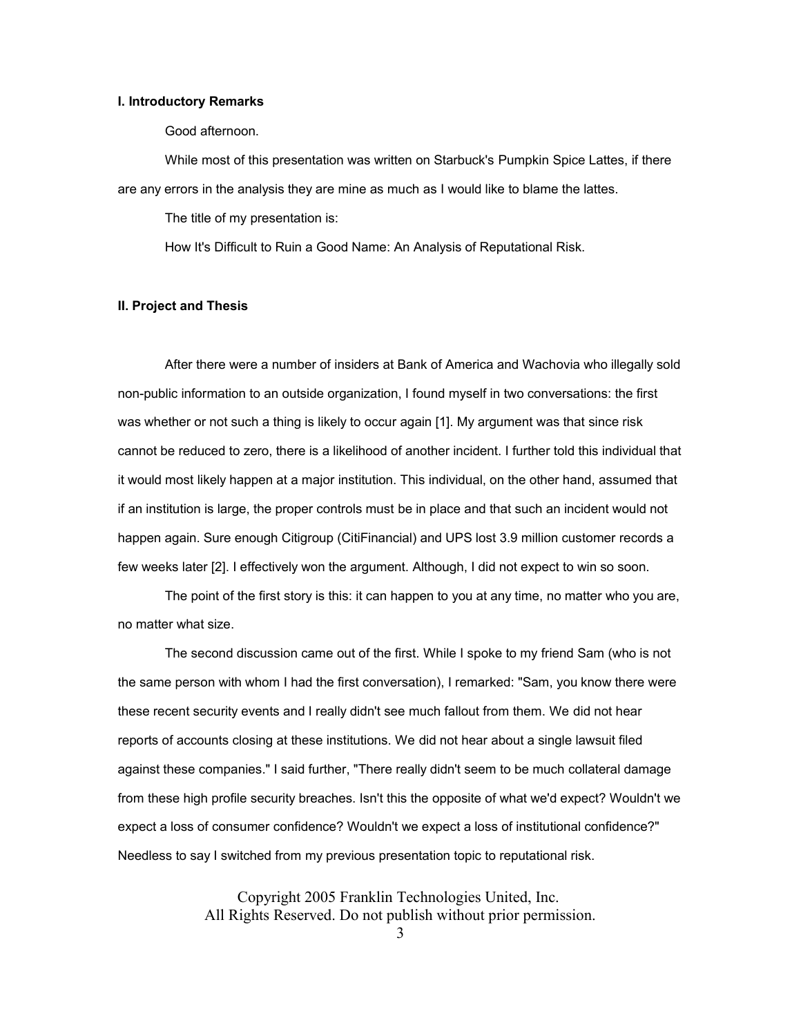## I. Introductory Remarks

Good afternoon.

While most of this presentation was written on Starbuck's Pumpkin Spice Lattes, if there are any errors in the analysis they are mine as much as I would like to blame the lattes.

The title of my presentation is:

How It's Difficult to Ruin a Good Name: An Analysis of Reputational Risk.

## II. Project and Thesis

After there were a number of insiders at Bank of America and Wachovia who illegally sold non-public information to an outside organization, I found myself in two conversations: the first was whether or not such a thing is likely to occur again [1]. My argument was that since risk cannot be reduced to zero, there is a likelihood of another incident. I further told this individual that it would most likely happen at a major institution. This individual, on the other hand, assumed that if an institution is large, the proper controls must be in place and that such an incident would not happen again. Sure enough Citigroup (CitiFinancial) and UPS lost 3.9 million customer records a few weeks later [2]. I effectively won the argument. Although, I did not expect to win so soon.

The point of the first story is this: it can happen to you at any time, no matter who you are, no matter what size.

The second discussion came out of the first. While I spoke to my friend Sam (who is not the same person with whom I had the first conversation), I remarked: "Sam, you know there were these recent security events and I really didn't see much fallout from them. We did not hear reports of accounts closing at these institutions. We did not hear about a single lawsuit filed against these companies." I said further, "There really didn't seem to be much collateral damage from these high profile security breaches. Isn't this the opposite of what we'd expect? Wouldn't we expect a loss of consumer confidence? Wouldn't we expect a loss of institutional confidence?" Needless to say I switched from my previous presentation topic to reputational risk.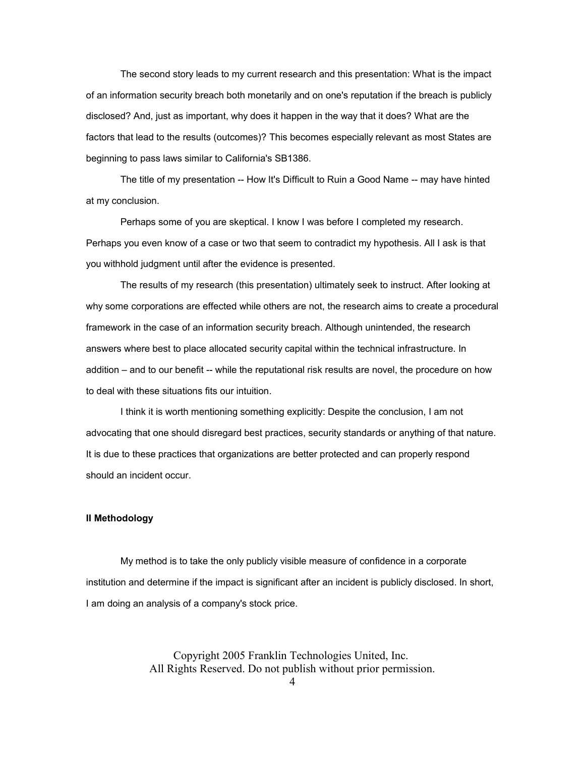The second story leads to my current research and this presentation: What is the impact of an information security breach both monetarily and on one's reputation if the breach is publicly disclosed? And, just as important, why does it happen in the way that it does? What are the factors that lead to the results (outcomes)? This becomes especially relevant as most States are beginning to pass laws similar to California's SB1386.

The title of my presentation -- How It's Difficult to Ruin a Good Name -- may have hinted at my conclusion.

Perhaps some of you are skeptical. I know I was before I completed my research. Perhaps you even know of a case or two that seem to contradict my hypothesis. All I ask is that you withhold judgment until after the evidence is presented.

The results of my research (this presentation) ultimately seek to instruct. After looking at why some corporations are effected while others are not, the research aims to create a procedural framework in the case of an information security breach. Although unintended, the research answers where best to place allocated security capital within the technical infrastructure. In addition – and to our benefit -- while the reputational risk results are novel, the procedure on how to deal with these situations fits our intuition.

I think it is worth mentioning something explicitly: Despite the conclusion, I am not advocating that one should disregard best practices, security standards or anything of that nature. It is due to these practices that organizations are better protected and can properly respond should an incident occur.

## II Methodology

My method is to take the only publicly visible measure of confidence in a corporate institution and determine if the impact is significant after an incident is publicly disclosed. In short, I am doing an analysis of a company's stock price.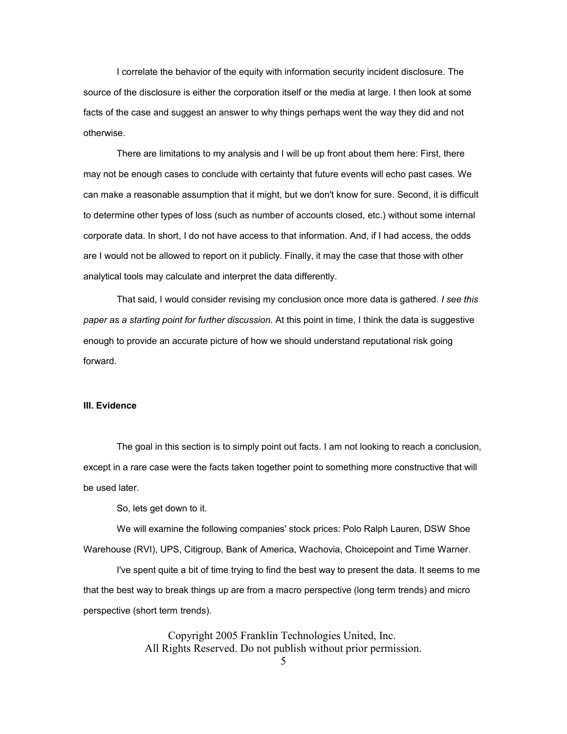I correlate the behavior of the equity with information security incident disclosure. The source of the disclosure is either the corporation itself or the media at large. I then look at some facts of the case and suggest an answer to why things perhaps went the way they did and not otherwise.

There are limitations to my analysis and I will be up front about them here: First, there may not be enough cases to conclude with certainty that future events will echo past cases. We can make a reasonable assumption that it might, but we don't know for sure. Second, it is difficult to determine other types of loss (such as number of accounts closed, etc.) without some internal corporate data. In short, I do not have access to that information. And, if I had access, the odds are I would not be allowed to report on it publicly. Finally, it may the case that those with other analytical tools may calculate and interpret the data differently.

That said, I would consider revising my conclusion once more data is gathered. *I see this paper as a starting point for further discussion.* At this point in time, I think the data is suggestive enough to provide an accurate picture of how we should understand reputational risk going forward.

### III. Evidence

The goal in this section is to simply point out facts. I am not looking to reach a conclusion, except in a rare case were the facts taken together point to something more constructive that will be used later.

So, lets get down to it.

We will examine the following companies' stock prices: Polo Ralph Lauren, DSW Shoe Warehouse (RVI), UPS, Citigroup, Bank of America, Wachovia, Choicepoint and Time Warner.

I've spent quite a bit of time trying to find the best way to present the data. It seems to me that the best way to break things up are from a macro perspective (long term trends) and micro perspective (short term trends).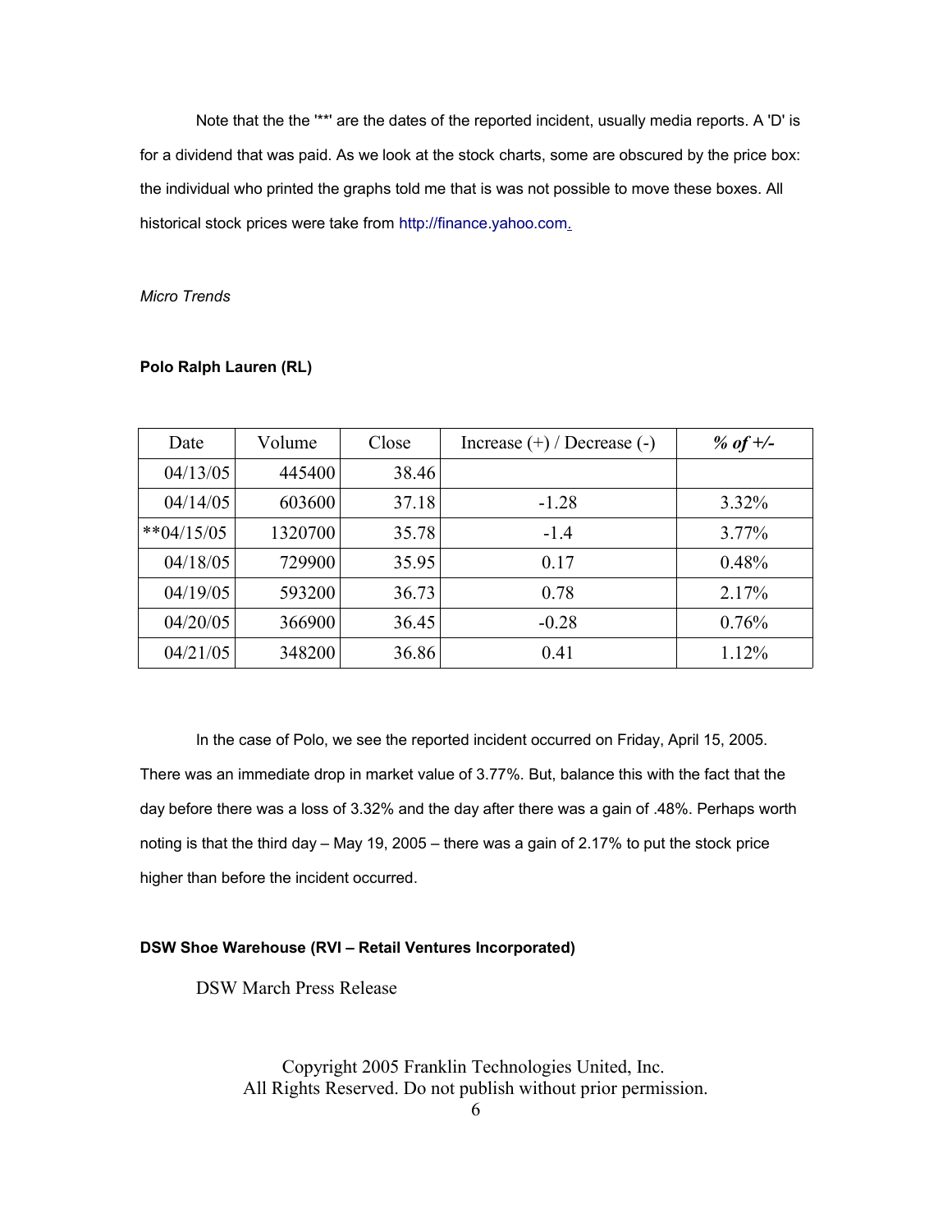Note that the the '**' are the dates of the reported incident, usually media reports. A 'D' is for a dividend that was paid. As we look at the stock charts, some are obscured by the price box: the individual who printed the graphs told me that is was not possible to move these boxes. All historical stock prices were take from http://finance.yahoo.com.

*Micro Trends*

**Polo Ralph Lauren (RL)**

| Date | Volume | Close | Increase (+) / Decrease (-) | ***% of +/-*** |
|---|---|---|---|---|
| 04/13/05 | 445400 | 38.46 | | |
| 04/14/05 | 603600 | 37.18 | -1.28 | 3.32% |
| **04/15/05 | 1320700 | 35.78 | -1.4 | 3.77% |
| 04/18/05 | 729900 | 35.95 | 0.17 | 0.48% |
| 04/19/05 | 593200 | 36.73 | 0.78 | 2.17% |
| 04/20/05 | 366900 | 36.45 | -0.28 | 0.76% |
| 04/21/05 | 348200 | 36.86 | 0.41 | 1.12% |

In the case of Polo, we see the reported incident occurred on Friday, April 15, 2005. There was an immediate drop in market value of 3.77%. But, balance this with the fact that the day before there was a loss of 3.32% and the day after there was a gain of .48%. Perhaps worth noting is that the third day – May 19, 2005 – there was a gain of 2.17% to put the stock price higher than before the incident occurred.

**DSW Shoe Warehouse (RVI – Retail Ventures Incorporated)**

DSW March Press Release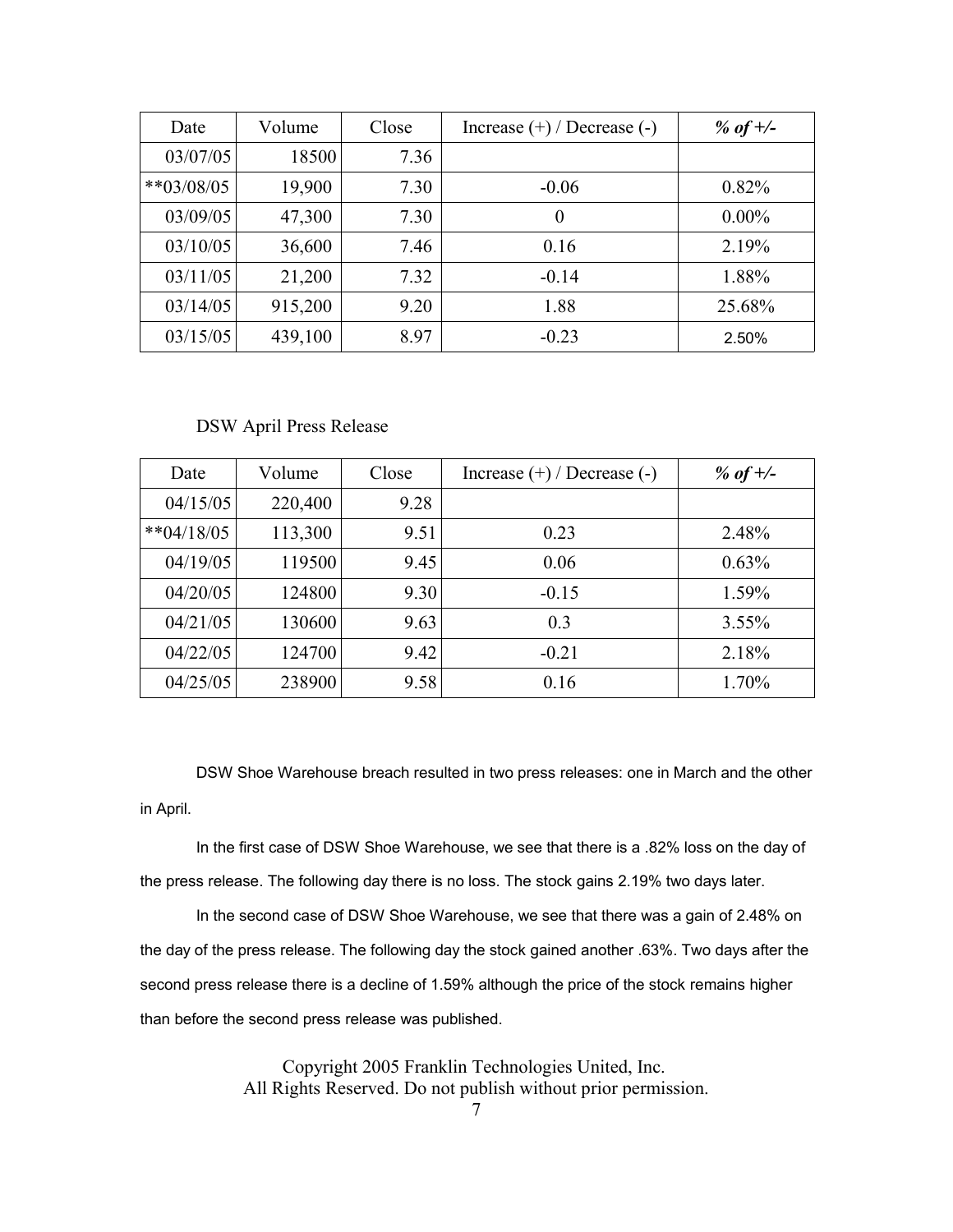| Date | Volume | Close | Increase (+) / Decrease (-) | *% of +/-* |
|---|---|---|---|---|
| 03/07/05 | 18500 | 7.36 | | |
| **03/08/05 | 19,900 | 7.30 | -0.06 | 0.82% |
| 03/09/05 | 47,300 | 7.30 | 0 | 0.00% |
| 03/10/05 | 36,600 | 7.46 | 0.16 | 2.19% |
| 03/11/05 | 21,200 | 7.32 | -0.14 | 1.88% |
| 03/14/05 | 915,200 | 9.20 | 1.88 | 25.68% |
| 03/15/05 | 439,100 | 8.97 | -0.23 | 2.50% |

DSW April Press Release

| Date | Volume | Close | Increase (+) / Decrease (-) | *% of +/-* |
|---|---|---|---|---|
| 04/15/05 | 220,400 | 9.28 | | |
| **04/18/05 | 113,300 | 9.51 | 0.23 | 2.48% |
| 04/19/05 | 119500 | 9.45 | 0.06 | 0.63% |
| 04/20/05 | 124800 | 9.30 | -0.15 | 1.59% |
| 04/21/05 | 130600 | 9.63 | 0.3 | 3.55% |
| 04/22/05 | 124700 | 9.42 | -0.21 | 2.18% |
| 04/25/05 | 238900 | 9.58 | 0.16 | 1.70% |

DSW Shoe Warehouse breach resulted in two press releases: one in March and the other in April.

In the first case of DSW Shoe Warehouse, we see that there is a .82% loss on the day of the press release. The following day there is no loss. The stock gains 2.19% two days later.

In the second case of DSW Shoe Warehouse, we see that there was a gain of 2.48% on the day of the press release. The following day the stock gained another .63%. Two days after the second press release there is a decline of 1.59% although the price of the stock remains higher than before the second press release was published.

Copyright 2005 Franklin Technologies United, Inc.
All Rights Reserved. Do not publish without prior permission.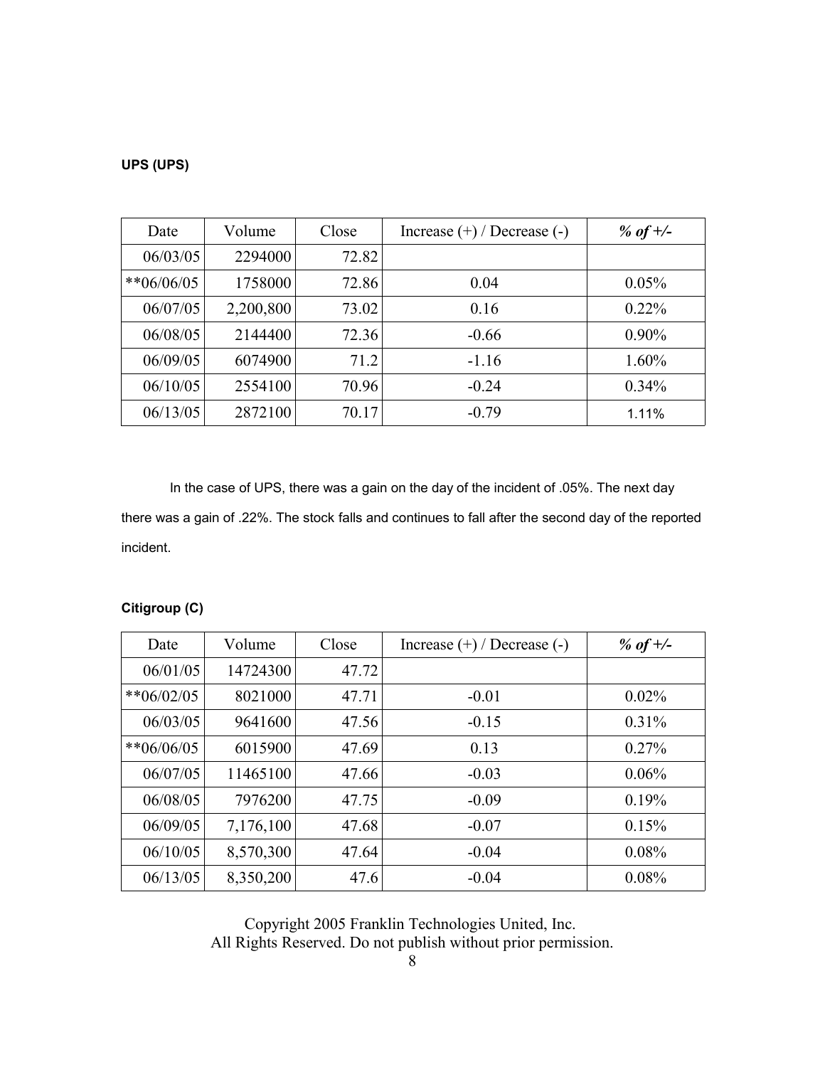**UPS (UPS)**

| Date | Volume | Close | Increase (+) / Decrease (-) | *% of +/-* |
|---|---|---|---|---|
| 06/03/05 | 2294000 | 72.82 | | |
| **06/06/05 | 1758000 | 72.86 | 0.04 | 0.05% |
| 06/07/05 | 2,200,800 | 73.02 | 0.16 | 0.22% |
| 06/08/05 | 2144400 | 72.36 | -0.66 | 0.90% |
| 06/09/05 | 6074900 | 71.2 | -1.16 | 1.60% |
| 06/10/05 | 2554100 | 70.96 | -0.24 | 0.34% |
| 06/13/05 | 2872100 | 70.17 | -0.79 | 1.11% |

In the case of UPS, there was a gain on the day of the incident of .05%. The next day there was a gain of .22%. The stock falls and continues to fall after the second day of the reported incident.

**Citigroup (C)**

| Date | Volume | Close | Increase (+) / Decrease (-) | *% of +/-* |
|---|---|---|---|---|
| 06/01/05 | 14724300 | 47.72 | | |
| **06/02/05 | 8021000 | 47.71 | -0.01 | 0.02% |
| 06/03/05 | 9641600 | 47.56 | -0.15 | 0.31% |
| **06/06/05 | 6015900 | 47.69 | 0.13 | 0.27% |
| 06/07/05 | 11465100 | 47.66 | -0.03 | 0.06% |
| 06/08/05 | 7976200 | 47.75 | -0.09 | 0.19% |
| 06/09/05 | 7,176,100 | 47.68 | -0.07 | 0.15% |
| 06/10/05 | 8,570,300 | 47.64 | -0.04 | 0.08% |
| 06/13/05 | 8,350,200 | 47.6 | -0.04 | 0.08% |

Copyright 2005 Franklin Technologies United, Inc.
All Rights Reserved. Do not publish without prior permission.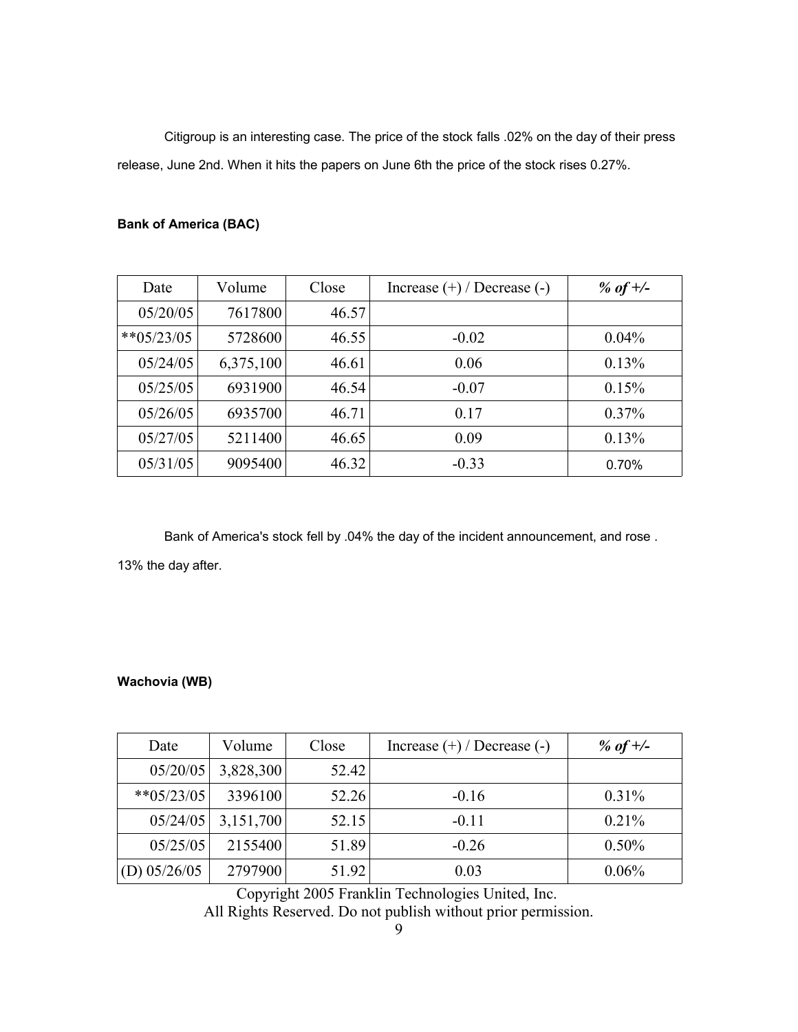Citigroup is an interesting case. The price of the stock falls .02% on the day of their press release, June 2nd. When it hits the papers on June 6th the price of the stock rises 0.27%.

**Bank of America (BAC)**

| Date | Volume | Close | Increase (+) / Decrease (-) | *% of +/-* |
|---|---|---|---|---|
| 05/20/05 | 7617800 | 46.57 | | |
| **05/23/05 | 5728600 | 46.55 | -0.02 | 0.04% |
| 05/24/05 | 6,375,100 | 46.61 | 0.06 | 0.13% |
| 05/25/05 | 6931900 | 46.54 | -0.07 | 0.15% |
| 05/26/05 | 6935700 | 46.71 | 0.17 | 0.37% |
| 05/27/05 | 5211400 | 46.65 | 0.09 | 0.13% |
| 05/31/05 | 9095400 | 46.32 | -0.33 | 0.70% |

Bank of America's stock fell by .04% the day of the incident announcement, and rose . 13% the day after.

**Wachovia (WB)**

| Date | Volume | Close | Increase (+) / Decrease (-) | *% of +/-* |
|---|---|---|---|---|
| 05/20/05 | 3,828,300 | 52.42 | | |
| **05/23/05 | 3396100 | 52.26 | -0.16 | 0.31% |
| 05/24/05 | 3,151,700 | 52.15 | -0.11 | 0.21% |
| 05/25/05 | 2155400 | 51.89 | -0.26 | 0.50% |
| (D) 05/26/05 | 2797900 | 51.92 | 0.03 | 0.06% |

Copyright 2005 Franklin Technologies United, Inc.
All Rights Reserved. Do not publish without prior permission.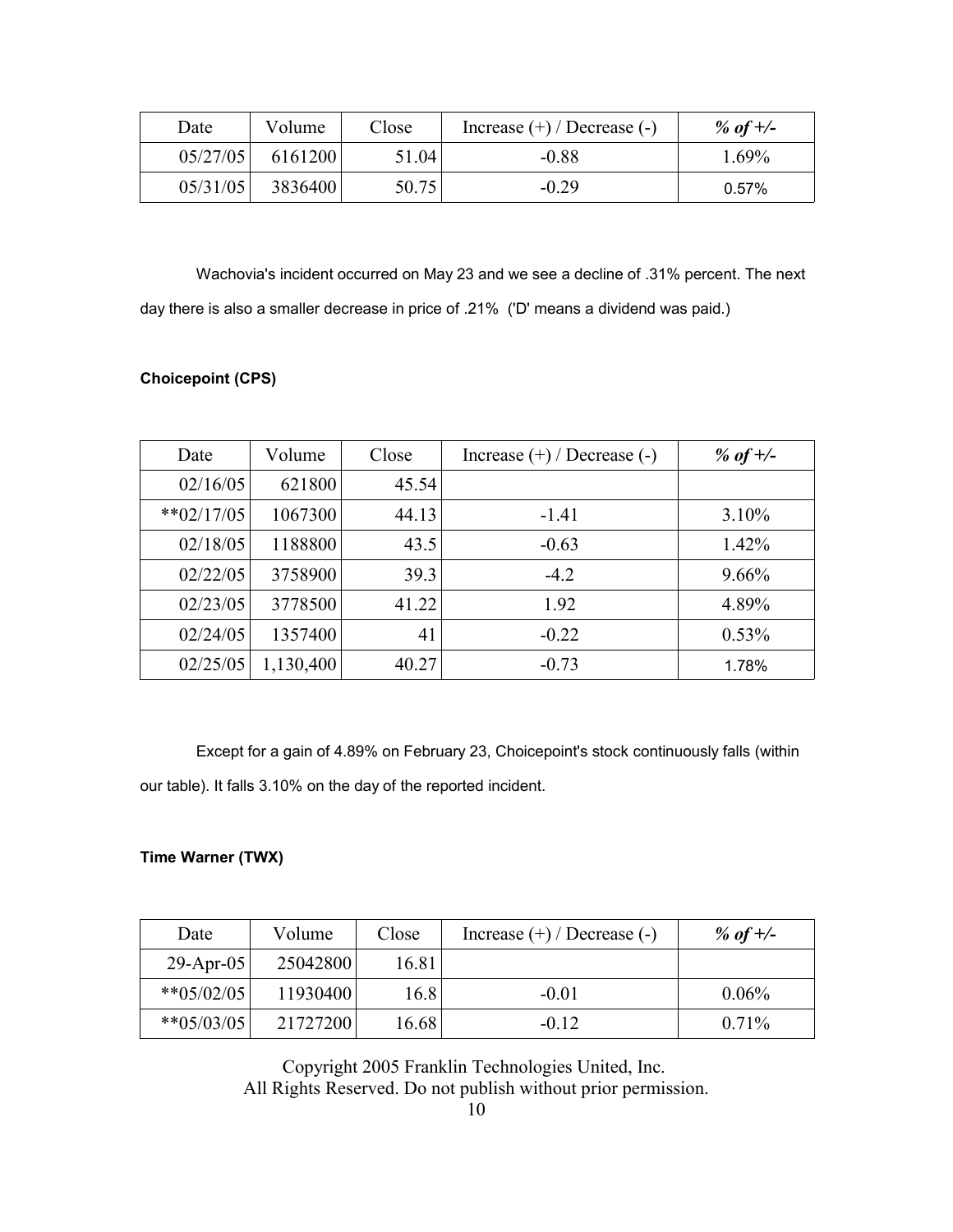| Date | Volume | Close | Increase (+) / Decrease (-) | *% of +/-* |
|---|---|---|---|---|
| 05/27/05 | 6161200 | 51.04 | -0.88 | 1.69% |
| 05/31/05 | 3836400 | 50.75 | -0.29 | 0.57% |

Wachovia's incident occurred on May 23 and we see a decline of .31% percent. The next day there is also a smaller decrease in price of .21% ('D' means a dividend was paid.)

#### Choicepoint (CPS)

| Date | Volume | Close | Increase (+) / Decrease (-) | *% of +/-* |
|---|---|---|---|---|
| 02/16/05 | 621800 | 45.54 | | |
| **02/17/05 | 1067300 | 44.13 | -1.41 | 3.10% |
| 02/18/05 | 1188800 | 43.5 | -0.63 | 1.42% |
| 02/22/05 | 3758900 | 39.3 | -4.2 | 9.66% |
| 02/23/05 | 3778500 | 41.22 | 1.92 | 4.89% |
| 02/24/05 | 1357400 | 41 | -0.22 | 0.53% |
| 02/25/05 | 1,130,400 | 40.27 | -0.73 | 1.78% |

Except for a gain of 4.89% on February 23, Choicepoint's stock continuously falls (within our table). It falls 3.10% on the day of the reported incident.

#### Time Warner (TWX)

| Date | Volume | Close | Increase (+) / Decrease (-) | *% of +/-* |
|---|---|---|---|---|
| 29-Apr-05 | 25042800 | 16.81 | | |
| **05/02/05 | 11930400 | 16.8 | -0.01 | 0.06% |
| **05/03/05 | 21727200 | 16.68 | -0.12 | 0.71% |

Copyright 2005 Franklin Technologies United, Inc.
All Rights Reserved. Do not publish without prior permission.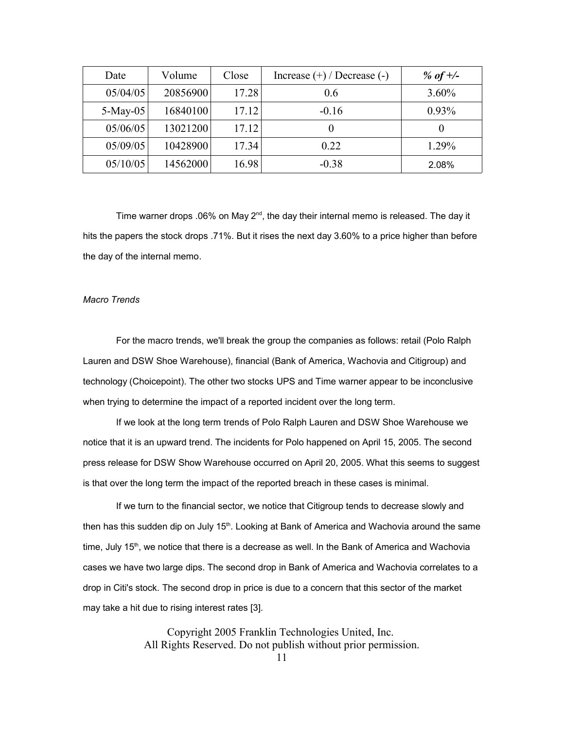| Date | Volume | Close | Increase (+) / Decrease (-) | *% of +/-* |
| --- | --- | --- | --- | --- |
| 05/04/05 | 20856900 | 17.28 | 0.6 | 3.60% |
| 5-May-05 | 16840100 | 17.12 | -0.16 | 0.93% |
| 05/06/05 | 13021200 | 17.12 | 0 | 0 |
| 05/09/05 | 10428900 | 17.34 | 0.22 | 1.29% |
| 05/10/05 | 14562000 | 16.98 | -0.38 | 2.08% |

Time warner drops .06% on May 2nd, the day their internal memo is released. The day it hits the papers the stock drops .71%. But it rises the next day 3.60% to a price higher than before the day of the internal memo.

*Macro Trends*

For the macro trends, we'll break the group the companies as follows: retail (Polo Ralph Lauren and DSW Shoe Warehouse), financial (Bank of America, Wachovia and Citigroup) and technology (Choicepoint). The other two stocks UPS and Time warner appear to be inconclusive when trying to determine the impact of a reported incident over the long term.

If we look at the long term trends of Polo Ralph Lauren and DSW Shoe Warehouse we notice that it is an upward trend. The incidents for Polo happened on April 15, 2005. The second press release for DSW Show Warehouse occurred on April 20, 2005. What this seems to suggest is that over the long term the impact of the reported breach in these cases is minimal.

If we turn to the financial sector, we notice that Citigroup tends to decrease slowly and then has this sudden dip on July 15th. Looking at Bank of America and Wachovia around the same time, July 15th, we notice that there is a decrease as well. In the Bank of America and Wachovia cases we have two large dips. The second drop in Bank of America and Wachovia correlates to a drop in Citi's stock. The second drop in price is due to a concern that this sector of the market may take a hit due to rising interest rates [3].

Copyright 2005 Franklin Technologies United, Inc.
All Rights Reserved. Do not publish without prior permission.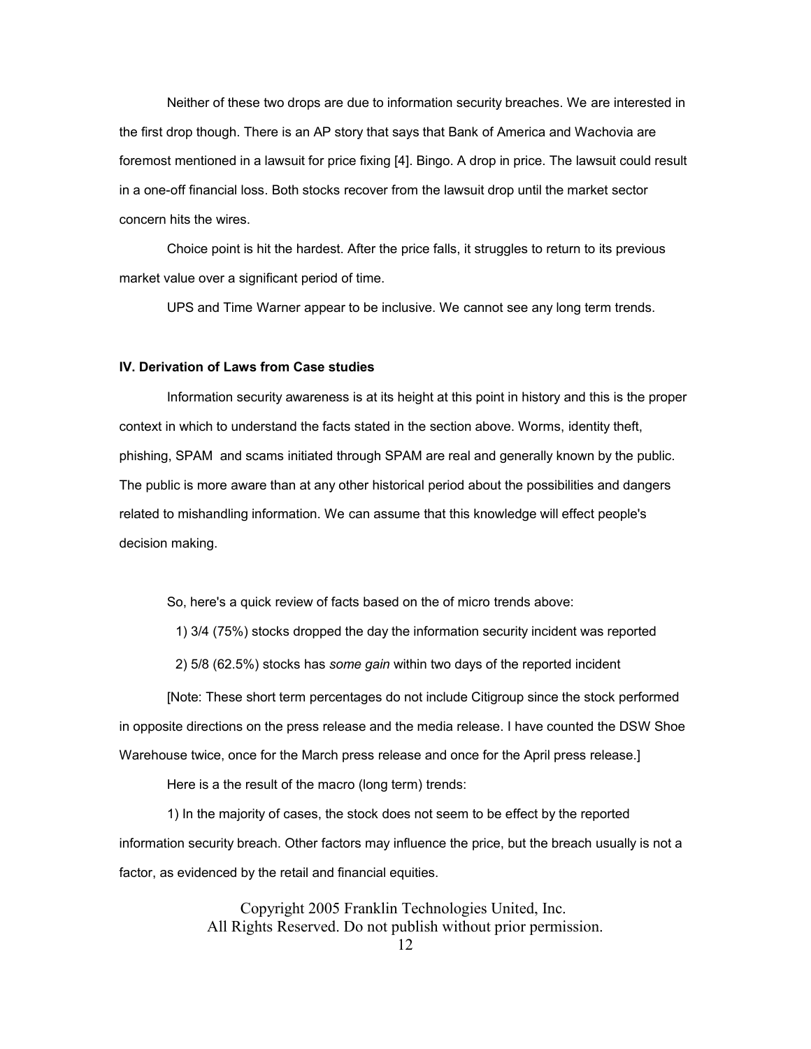Neither of these two drops are due to information security breaches. We are interested in the first drop though. There is an AP story that says that Bank of America and Wachovia are foremost mentioned in a lawsuit for price fixing [4]. Bingo. A drop in price. The lawsuit could result in a one-off financial loss. Both stocks recover from the lawsuit drop until the market sector concern hits the wires.

Choice point is hit the hardest. After the price falls, it struggles to return to its previous market value over a significant period of time.

UPS and Time Warner appear to be inclusive. We cannot see any long term trends.

**IV. Derivation of Laws from Case studies**

Information security awareness is at its height at this point in history and this is the proper context in which to understand the facts stated in the section above. Worms, identity theft, phishing, SPAM and scams initiated through SPAM are real and generally known by the public. The public is more aware than at any other historical period about the possibilities and dangers related to mishandling information. We can assume that this knowledge will effect people's decision making.

So, here's a quick review of facts based on the of micro trends above:

1) 3/4 (75%) stocks dropped the day the information security incident was reported

2) 5/8 (62.5%) stocks has *some gain* within two days of the reported incident

[Note: These short term percentages do not include Citigroup since the stock performed in opposite directions on the press release and the media release. I have counted the DSW Shoe Warehouse twice, once for the March press release and once for the April press release.]

Here is a the result of the macro (long term) trends:

1) In the majority of cases, the stock does not seem to be effect by the reported information security breach. Other factors may influence the price, but the breach usually is not a factor, as evidenced by the retail and financial equities.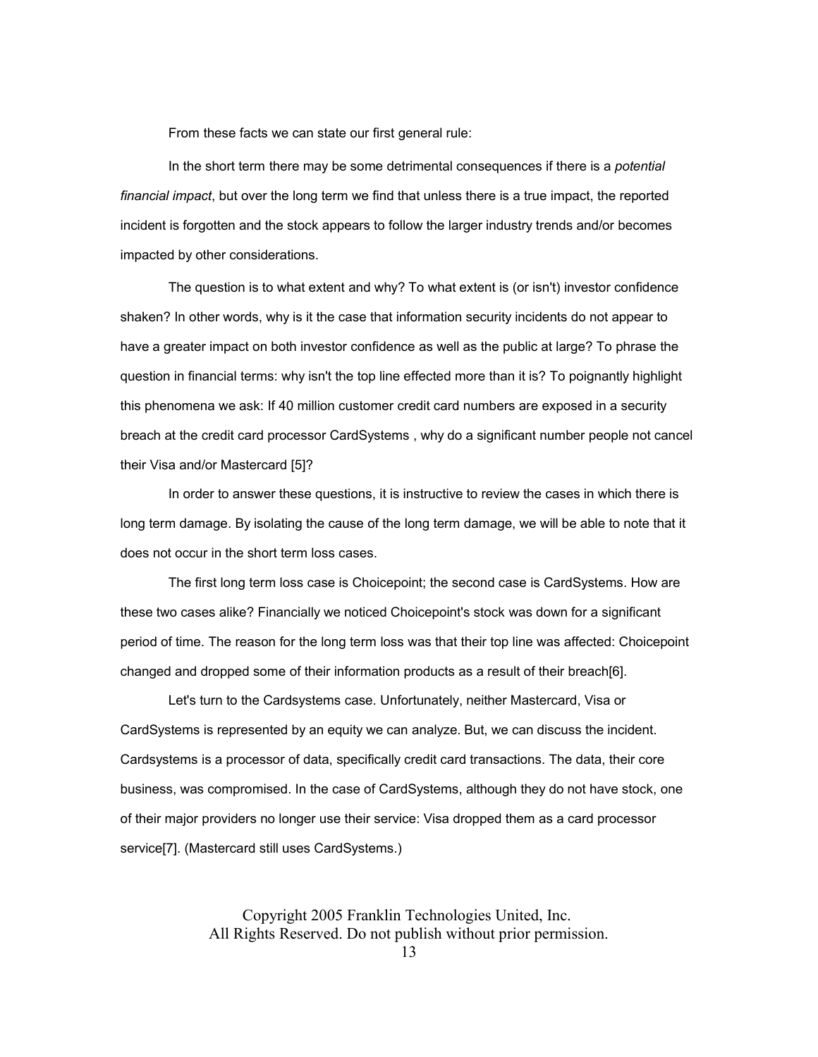From these facts we can state our first general rule:

In the short term there may be some detrimental consequences if there is a *potential financial impact*, but over the long term we find that unless there is a true impact, the reported incident is forgotten and the stock appears to follow the larger industry trends and/or becomes impacted by other considerations.

The question is to what extent and why? To what extent is (or isn't) investor confidence shaken? In other words, why is it the case that information security incidents do not appear to have a greater impact on both investor confidence as well as the public at large? To phrase the question in financial terms: why isn't the top line effected more than it is? To poignantly highlight this phenomena we ask: If 40 million customer credit card numbers are exposed in a security breach at the credit card processor CardSystems , why do a significant number people not cancel their Visa and/or Mastercard [5]?

In order to answer these questions, it is instructive to review the cases in which there is long term damage. By isolating the cause of the long term damage, we will be able to note that it does not occur in the short term loss cases.

The first long term loss case is Choicepoint; the second case is CardSystems. How are these two cases alike? Financially we noticed Choicepoint's stock was down for a significant period of time. The reason for the long term loss was that their top line was affected: Choicepoint changed and dropped some of their information products as a result of their breach[6].

Let's turn to the Cardsystems case. Unfortunately, neither Mastercard, Visa or CardSystems is represented by an equity we can analyze. But, we can discuss the incident. Cardsystems is a processor of data, specifically credit card transactions. The data, their core business, was compromised. In the case of CardSystems, although they do not have stock, one of their major providers no longer use their service: Visa dropped them as a card processor service[7]. (Mastercard still uses CardSystems.)

Copyright 2005 Franklin Technologies United, Inc.
All Rights Reserved. Do not publish without prior permission.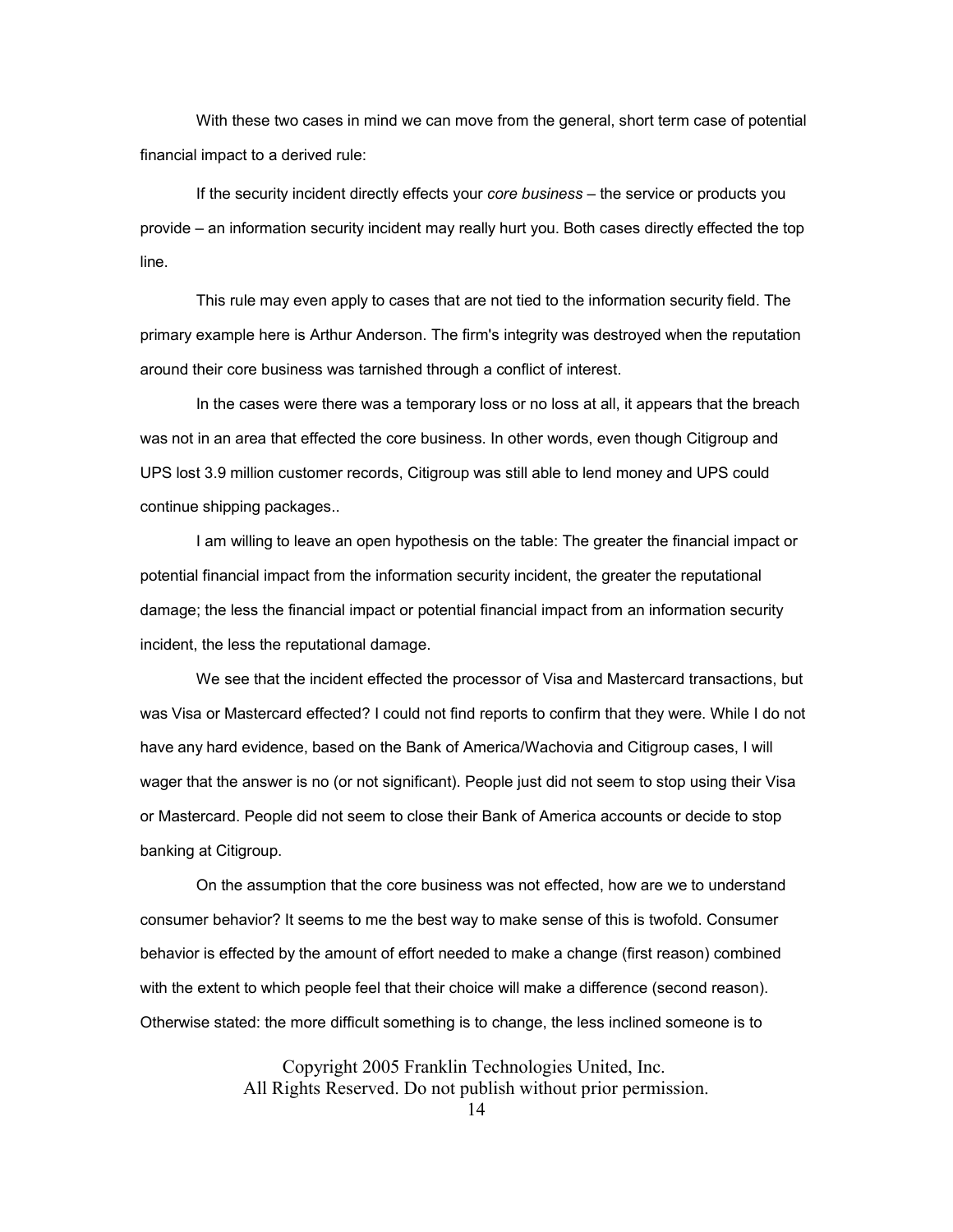With these two cases in mind we can move from the general, short term case of potential financial impact to a derived rule:

If the security incident directly effects your *core business* – the service or products you provide – an information security incident may really hurt you. Both cases directly effected the top line.

This rule may even apply to cases that are not tied to the information security field. The primary example here is Arthur Anderson. The firm's integrity was destroyed when the reputation around their core business was tarnished through a conflict of interest.

In the cases were there was a temporary loss or no loss at all, it appears that the breach was not in an area that effected the core business. In other words, even though Citigroup and UPS lost 3.9 million customer records, Citigroup was still able to lend money and UPS could continue shipping packages..

I am willing to leave an open hypothesis on the table: The greater the financial impact or potential financial impact from the information security incident, the greater the reputational damage; the less the financial impact or potential financial impact from an information security incident, the less the reputational damage.

We see that the incident effected the processor of Visa and Mastercard transactions, but was Visa or Mastercard effected? I could not find reports to confirm that they were. While I do not have any hard evidence, based on the Bank of America/Wachovia and Citigroup cases, I will wager that the answer is no (or not significant). People just did not seem to stop using their Visa or Mastercard. People did not seem to close their Bank of America accounts or decide to stop banking at Citigroup.

On the assumption that the core business was not effected, how are we to understand consumer behavior? It seems to me the best way to make sense of this is twofold. Consumer behavior is effected by the amount of effort needed to make a change (first reason) combined with the extent to which people feel that their choice will make a difference (second reason). Otherwise stated: the more difficult something is to change, the less inclined someone is to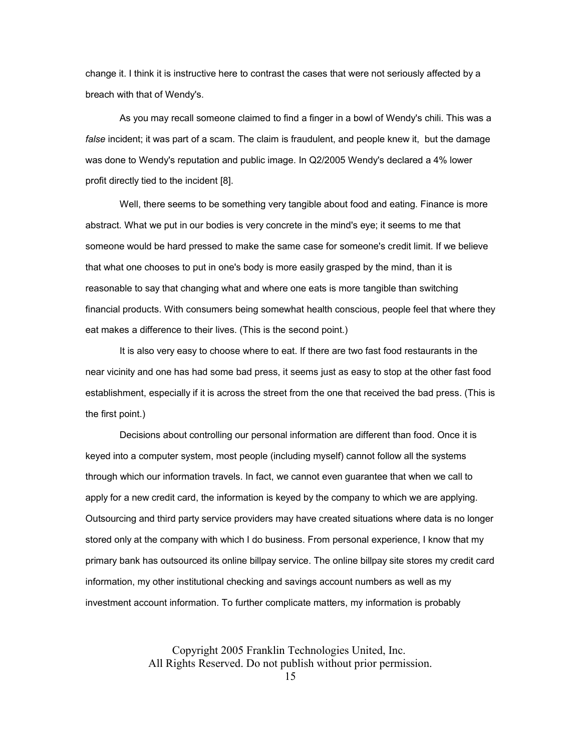change it. I think it is instructive here to contrast the cases that were not seriously affected by a breach with that of Wendy's.

As you may recall someone claimed to find a finger in a bowl of Wendy's chili. This was a *false* incident; it was part of a scam. The claim is fraudulent, and people knew it, but the damage was done to Wendy's reputation and public image. In Q2/2005 Wendy's declared a 4% lower profit directly tied to the incident [8].

Well, there seems to be something very tangible about food and eating. Finance is more abstract. What we put in our bodies is very concrete in the mind's eye; it seems to me that someone would be hard pressed to make the same case for someone's credit limit. If we believe that what one chooses to put in one's body is more easily grasped by the mind, than it is reasonable to say that changing what and where one eats is more tangible than switching financial products. With consumers being somewhat health conscious, people feel that where they eat makes a difference to their lives. (This is the second point.)

It is also very easy to choose where to eat. If there are two fast food restaurants in the near vicinity and one has had some bad press, it seems just as easy to stop at the other fast food establishment, especially if it is across the street from the one that received the bad press. (This is the first point.)

Decisions about controlling our personal information are different than food. Once it is keyed into a computer system, most people (including myself) cannot follow all the systems through which our information travels. In fact, we cannot even guarantee that when we call to apply for a new credit card, the information is keyed by the company to which we are applying. Outsourcing and third party service providers may have created situations where data is no longer stored only at the company with which I do business. From personal experience, I know that my primary bank has outsourced its online billpay service. The online billpay site stores my credit card information, my other institutional checking and savings account numbers as well as my investment account information. To further complicate matters, my information is probably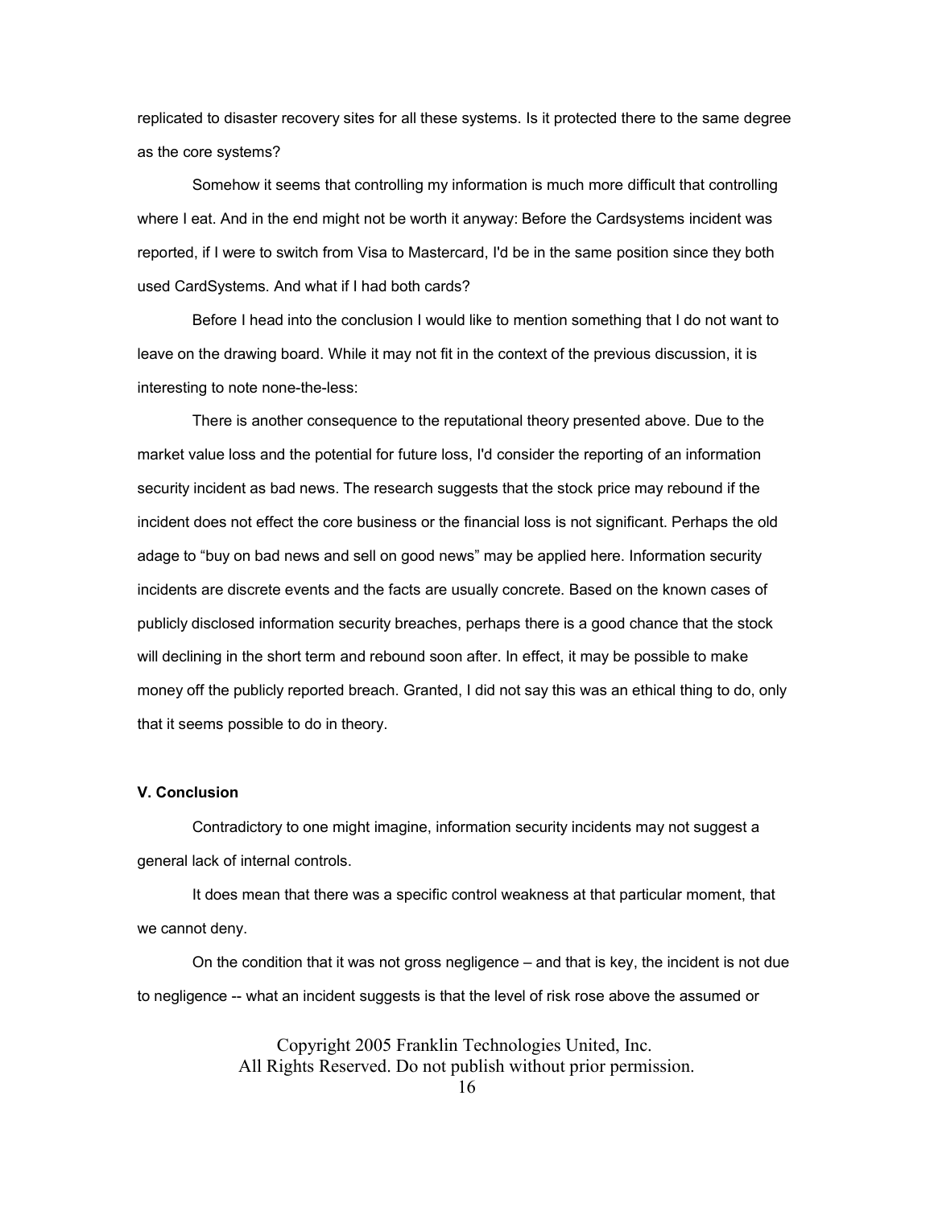replicated to disaster recovery sites for all these systems. Is it protected there to the same degree as the core systems?

Somehow it seems that controlling my information is much more difficult that controlling where I eat. And in the end might not be worth it anyway: Before the Cardsystems incident was reported, if I were to switch from Visa to Mastercard, I'd be in the same position since they both used CardSystems. And what if I had both cards?

Before I head into the conclusion I would like to mention something that I do not want to leave on the drawing board. While it may not fit in the context of the previous discussion, it is interesting to note none-the-less:

There is another consequence to the reputational theory presented above. Due to the market value loss and the potential for future loss, I'd consider the reporting of an information security incident as bad news. The research suggests that the stock price may rebound if the incident does not effect the core business or the financial loss is not significant. Perhaps the old adage to "buy on bad news and sell on good news" may be applied here. Information security incidents are discrete events and the facts are usually concrete. Based on the known cases of publicly disclosed information security breaches, perhaps there is a good chance that the stock will declining in the short term and rebound soon after. In effect, it may be possible to make money off the publicly reported breach. Granted, I did not say this was an ethical thing to do, only that it seems possible to do in theory.

### V. Conclusion

Contradictory to one might imagine, information security incidents may not suggest a general lack of internal controls.

It does mean that there was a specific control weakness at that particular moment, that we cannot deny.

On the condition that it was not gross negligence – and that is key, the incident is not due to negligence -- what an incident suggests is that the level of risk rose above the assumed or

Copyright 2005 Franklin Technologies United, Inc.
All Rights Reserved. Do not publish without prior permission.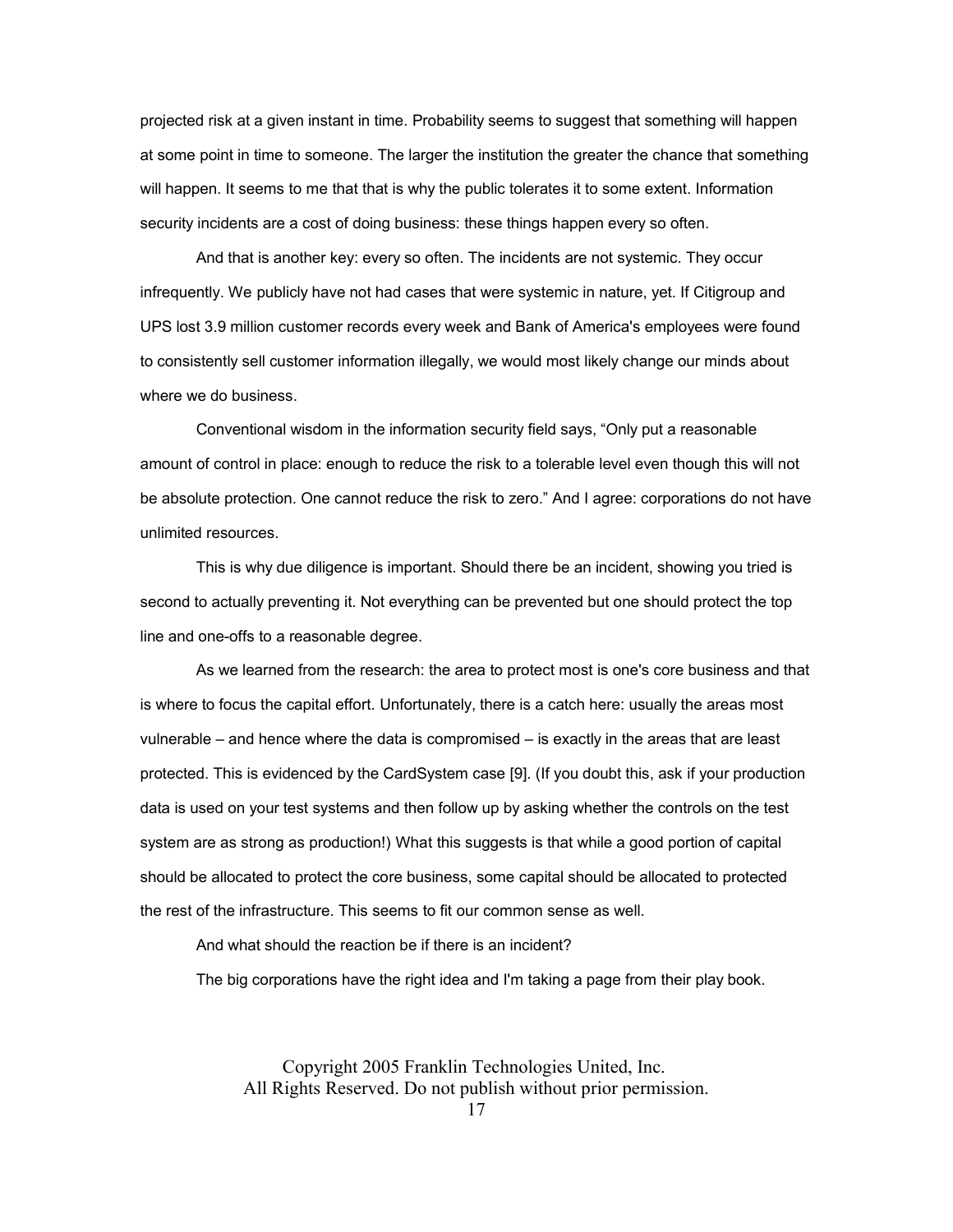projected risk at a given instant in time. Probability seems to suggest that something will happen at some point in time to someone. The larger the institution the greater the chance that something will happen. It seems to me that that is why the public tolerates it to some extent. Information security incidents are a cost of doing business: these things happen every so often.

And that is another key: every so often. The incidents are not systemic. They occur infrequently. We publicly have not had cases that were systemic in nature, yet. If Citigroup and UPS lost 3.9 million customer records every week and Bank of America's employees were found to consistently sell customer information illegally, we would most likely change our minds about where we do business.

Conventional wisdom in the information security field says, “Only put a reasonable amount of control in place: enough to reduce the risk to a tolerable level even though this will not be absolute protection. One cannot reduce the risk to zero.” And I agree: corporations do not have unlimited resources.

This is why due diligence is important. Should there be an incident, showing you tried is second to actually preventing it. Not everything can be prevented but one should protect the top line and one-offs to a reasonable degree.

As we learned from the research: the area to protect most is one's core business and that is where to focus the capital effort. Unfortunately, there is a catch here: usually the areas most vulnerable – and hence where the data is compromised – is exactly in the areas that are least protected. This is evidenced by the CardSystem case [9]. (If you doubt this, ask if your production data is used on your test systems and then follow up by asking whether the controls on the test system are as strong as production!) What this suggests is that while a good portion of capital should be allocated to protect the core business, some capital should be allocated to protected the rest of the infrastructure. This seems to fit our common sense as well.

And what should the reaction be if there is an incident?

The big corporations have the right idea and I'm taking a page from their play book.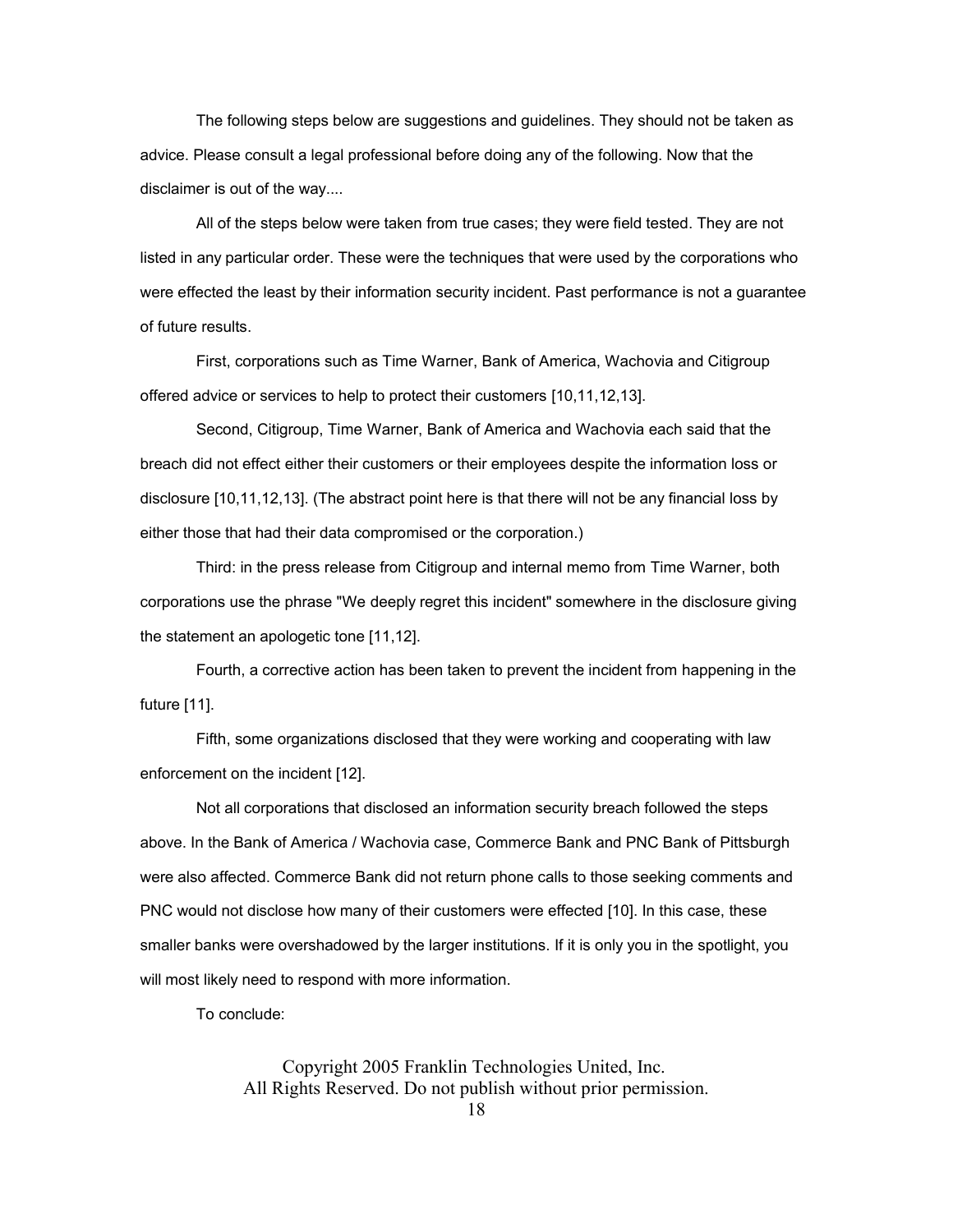The following steps below are suggestions and guidelines. They should not be taken as advice. Please consult a legal professional before doing any of the following. Now that the disclaimer is out of the way....

All of the steps below were taken from true cases; they were field tested. They are not listed in any particular order. These were the techniques that were used by the corporations who were effected the least by their information security incident. Past performance is not a guarantee of future results.

First, corporations such as Time Warner, Bank of America, Wachovia and Citigroup offered advice or services to help to protect their customers [10,11,12,13].

Second, Citigroup, Time Warner, Bank of America and Wachovia each said that the breach did not effect either their customers or their employees despite the information loss or disclosure [10,11,12,13]. (The abstract point here is that there will not be any financial loss by either those that had their data compromised or the corporation.)

Third: in the press release from Citigroup and internal memo from Time Warner, both corporations use the phrase "We deeply regret this incident" somewhere in the disclosure giving the statement an apologetic tone [11,12].

Fourth, a corrective action has been taken to prevent the incident from happening in the future [11].

Fifth, some organizations disclosed that they were working and cooperating with law enforcement on the incident [12].

Not all corporations that disclosed an information security breach followed the steps above. In the Bank of America / Wachovia case, Commerce Bank and PNC Bank of Pittsburgh were also affected. Commerce Bank did not return phone calls to those seeking comments and PNC would not disclose how many of their customers were effected [10]. In this case, these smaller banks were overshadowed by the larger institutions. If it is only you in the spotlight, you will most likely need to respond with more information.

To conclude:

Copyright 2005 Franklin Technologies United, Inc.
All Rights Reserved. Do not publish without prior permission.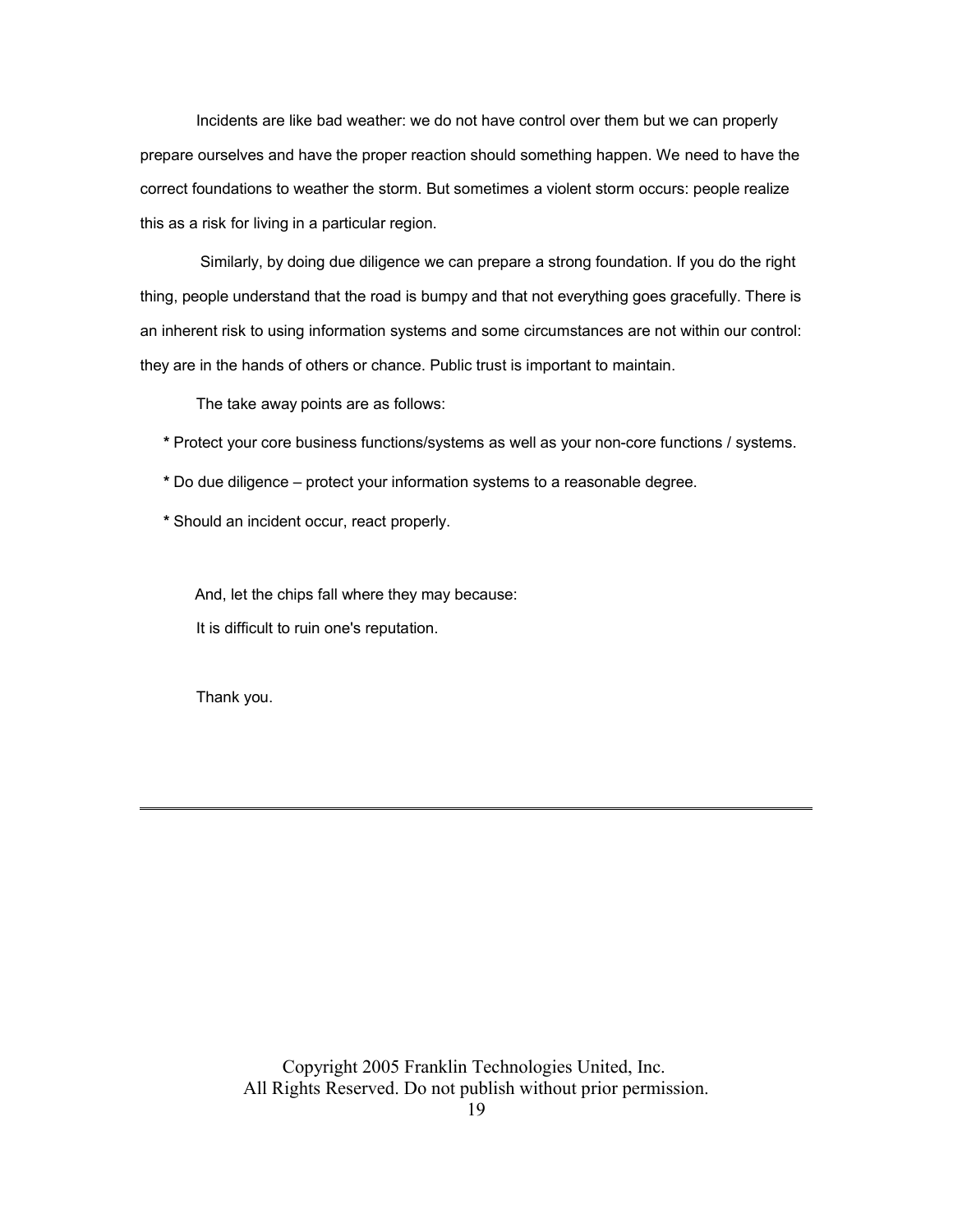Incidents are like bad weather: we do not have control over them but we can properly prepare ourselves and have the proper reaction should something happen. We need to have the correct foundations to weather the storm. But sometimes a violent storm occurs: people realize this as a risk for living in a particular region.

Similarly, by doing due diligence we can prepare a strong foundation. If you do the right thing, people understand that the road is bumpy and that not everything goes gracefully. There is an inherent risk to using information systems and some circumstances are not within our control: they are in the hands of others or chance. Public trust is important to maintain.

The take away points are as follows:

* Protect your core business functions/systems as well as your non-core functions / systems.

* Do due diligence – protect your information systems to a reasonable degree.

* Should an incident occur, react properly.

And, let the chips fall where they may because:

It is difficult to ruin one's reputation.

Thank you.

---

Copyright 2005 Franklin Technologies United, Inc.
All Rights Reserved. Do not publish without prior permission.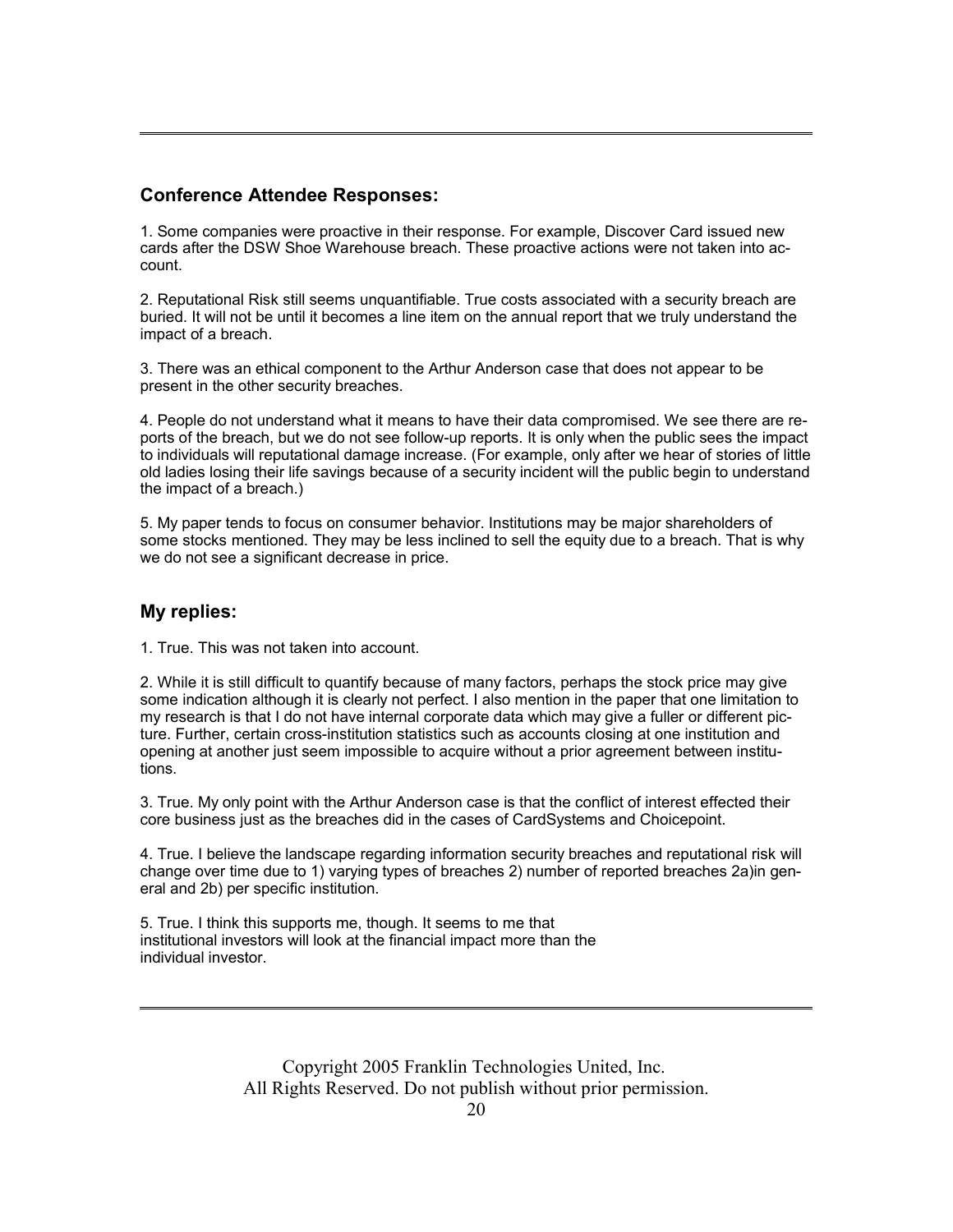## Conference Attendee Responses:

1. Some companies were proactive in their response. For example, Discover Card issued new cards after the DSW Shoe Warehouse breach. These proactive actions were not taken into account.

2. Reputational Risk still seems unquantifiable. True costs associated with a security breach are buried. It will not be until it becomes a line item on the annual report that we truly understand the impact of a breach.

3. There was an ethical component to the Arthur Anderson case that does not appear to be present in the other security breaches.

4. People do not understand what it means to have their data compromised. We see there are reports of the breach, but we do not see follow-up reports. It is only when the public sees the impact to individuals will reputational damage increase. (For example, only after we hear of stories of little old ladies losing their life savings because of a security incident will the public begin to understand the impact of a breach.)

5. My paper tends to focus on consumer behavior. Institutions may be major shareholders of some stocks mentioned. They may be less inclined to sell the equity due to a breach. That is why we do not see a significant decrease in price.

## My replies:

1. True. This was not taken into account.

2. While it is still difficult to quantify because of many factors, perhaps the stock price may give some indication although it is clearly not perfect. I also mention in the paper that one limitation to my research is that I do not have internal corporate data which may give a fuller or different picture. Further, certain cross-institution statistics such as accounts closing at one institution and opening at another just seem impossible to acquire without a prior agreement between institutions.

3. True. My only point with the Arthur Anderson case is that the conflict of interest effected their core business just as the breaches did in the cases of CardSystems and Choicepoint.

4. True. I believe the landscape regarding information security breaches and reputational risk will change over time due to 1) varying types of breaches 2) number of reported breaches 2a)in general and 2b) per specific institution.

5. True. I think this supports me, though. It seems to me that institutional investors will look at the financial impact more than the individual investor.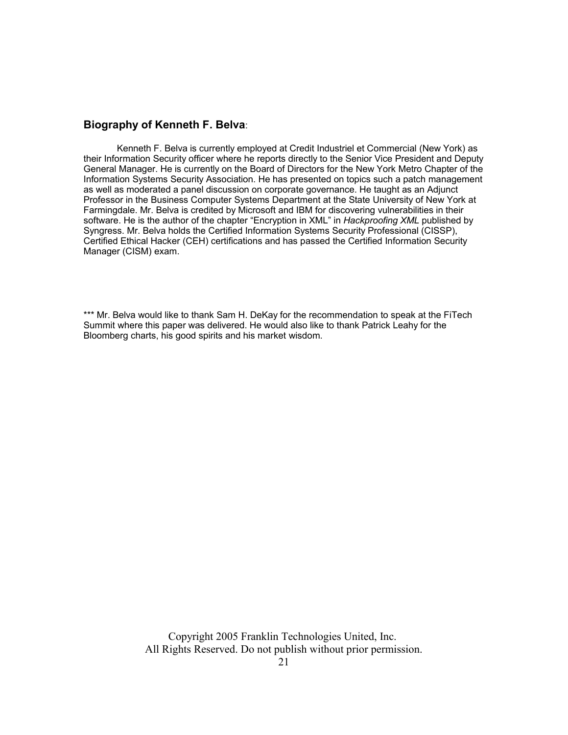## **Biography of Kenneth F. Belva**:

Kenneth F. Belva is currently employed at Credit Industriel et Commercial (New York) as their Information Security officer where he reports directly to the Senior Vice President and Deputy General Manager. He is currently on the Board of Directors for the New York Metro Chapter of the Information Systems Security Association. He has presented on topics such a patch management as well as moderated a panel discussion on corporate governance. He taught as an Adjunct Professor in the Business Computer Systems Department at the State University of New York at Farmingdale. Mr. Belva is credited by Microsoft and IBM for discovering vulnerabilities in their software. He is the author of the chapter "Encryption in XML" in *Hackproofing XML* published by Syngress. Mr. Belva holds the Certified Information Systems Security Professional (CISSP), Certified Ethical Hacker (CEH) certifications and has passed the Certified Information Security Manager (CISM) exam.

*** Mr. Belva would like to thank Sam H. DeKay for the recommendation to speak at the FiTech Summit where this paper was delivered. He would also like to thank Patrick Leahy for the Bloomberg charts, his good spirits and his market wisdom.

Copyright 2005 Franklin Technologies United, Inc.
All Rights Reserved. Do not publish without prior permission.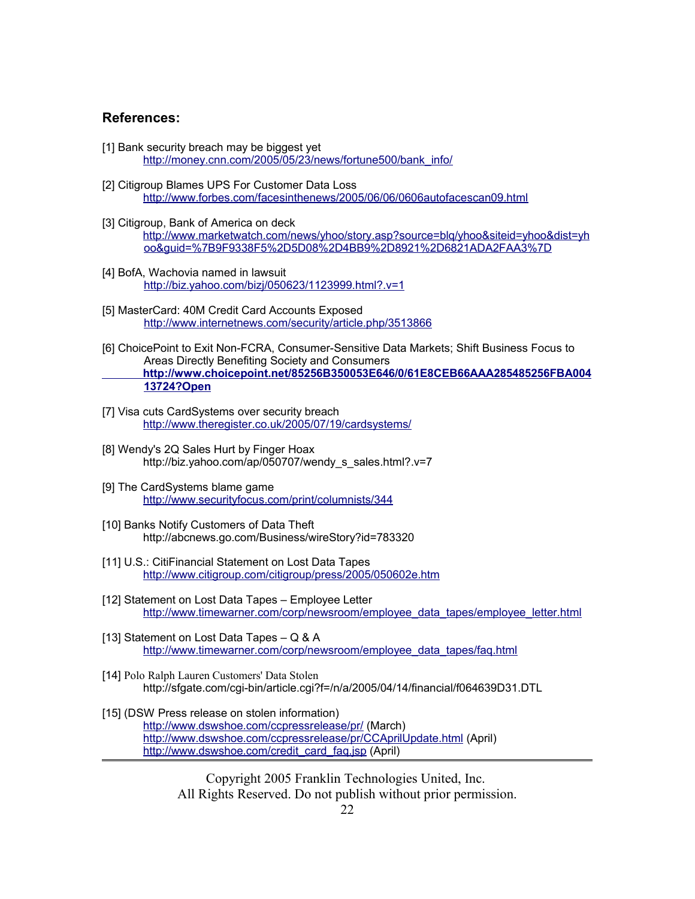### References:

[1] Bank security breach may be biggest yet
http://money.cnn.com/2005/05/23/news/fortune500/bank_info/

[2] Citigroup Blames UPS For Customer Data Loss
http://www.forbes.com/facesinthenews/2005/06/06/0606autofacescan09.html

[3] Citigroup, Bank of America on deck
http://www.marketwatch.com/news/yhoo/story.asp?source=blq/yhoo&siteid=yhoo&dist=yhoo&guid=%7B9F9338F5%2D5D08%2D4BB9%2D8921%2D6821ADA2FAA3%7D

[4] BofA, Wachovia named in lawsuit
http://biz.yahoo.com/bizj/050623/1123999.html?.v=1

[5] MasterCard: 40M Credit Card Accounts Exposed
http://www.internetnews.com/security/article.php/3513866

[6] ChoicePoint to Exit Non-FCRA, Consumer-Sensitive Data Markets; Shift Business Focus to Areas Directly Benefiting Society and Consumers
**http://www.choicepoint.net/85256B350053E646/0/61E8CEB66AAA285485256FBA00413724?Open**

[7] Visa cuts CardSystems over security breach
http://www.theregister.co.uk/2005/07/19/cardsystems/

[8] Wendy's 2Q Sales Hurt by Finger Hoax
http://biz.yahoo.com/ap/050707/wendy_s_sales.html?.v=7

[9] The CardSystems blame game
http://www.securityfocus.com/print/columnists/344

[10] Banks Notify Customers of Data Theft
http://abcnews.go.com/Business/wireStory?id=783320

[11] U.S.: CitiFinancial Statement on Lost Data Tapes
http://www.citigroup.com/citigroup/press/2005/050602e.htm

[12] Statement on Lost Data Tapes – Employee Letter
http://www.timewarner.com/corp/newsroom/employee_data_tapes/employee_letter.html

[13] Statement on Lost Data Tapes – Q & A
http://www.timewarner.com/corp/newsroom/employee_data_tapes/faq.html

[14] Polo Ralph Lauren Customers' Data Stolen
http://sfgate.com/cgi-bin/article.cgi?f=/n/a/2005/04/14/financial/f064639D31.DTL

[15] (DSW Press release on stolen information)
http://www.dswshoe.com/ccpressrelease/pr/ (March)
http://www.dswshoe.com/ccpressrelease/pr/CCAprilUpdate.html (April)
http://www.dswshoe.com/credit_card_faq.jsp (April)

Copyright 2005 Franklin Technologies United, Inc.
All Rights Reserved. Do not publish without prior permission.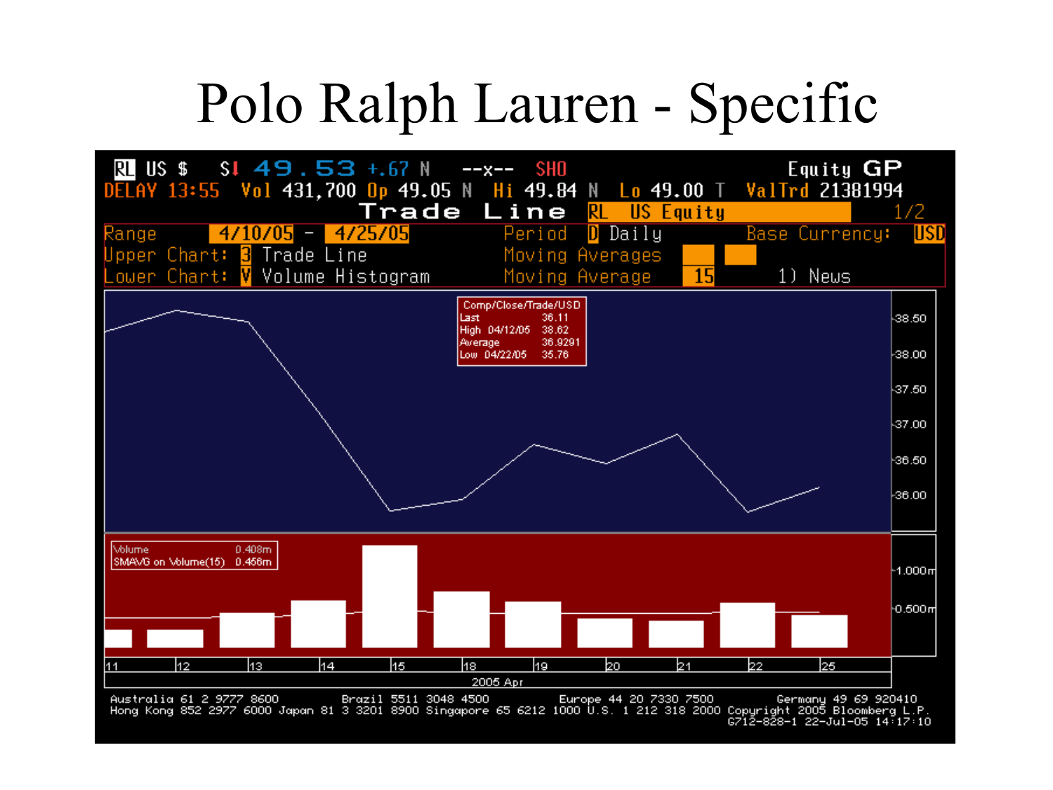# Polo Ralph Lauren - Specific

RL US $ S↓ 49.53 +.67 N --x-- SHO Equity GP

DELAY 13:55 Vol 431,700 Op 49.05 N Hi 49.84 N Lo 49.00 T ValTrd 21381994

Trade Line RL US Equity 1/2

Range 4/10/05 - 4/25/05 Period D Daily Base Currency: USD

Upper Chart: 3 Trade Line Moving Averages

Lower Chart: V Volume Histogram Moving Average 15 1) News

| Comp/Close/Trade/USD | |
|---|---|
| Last | 36.11 |
| High 04/12/05 | 38.62 |
| Average | 36.9291 |
| Low 04/22/05 | 35.76 |

| Volume | 0.408m |
|---|---|
| SMAVG on Volume(15) | 0.456m |

11 12 13 14 15 18 19 20 21 22 25

2005 Apr

Australia 61 2 9777 8600 Brazil 5511 3048 4500 Europe 44 20 7330 7500 Germany 49 69 920410
Hong Kong 852 2977 6000 Japan 81 3 3201 8900 Singapore 65 6212 1000 U.S. 1 212 318 2000 Copyright 2005 Bloomberg L.P.
G712-828-1 22-Jul-05 14:17:10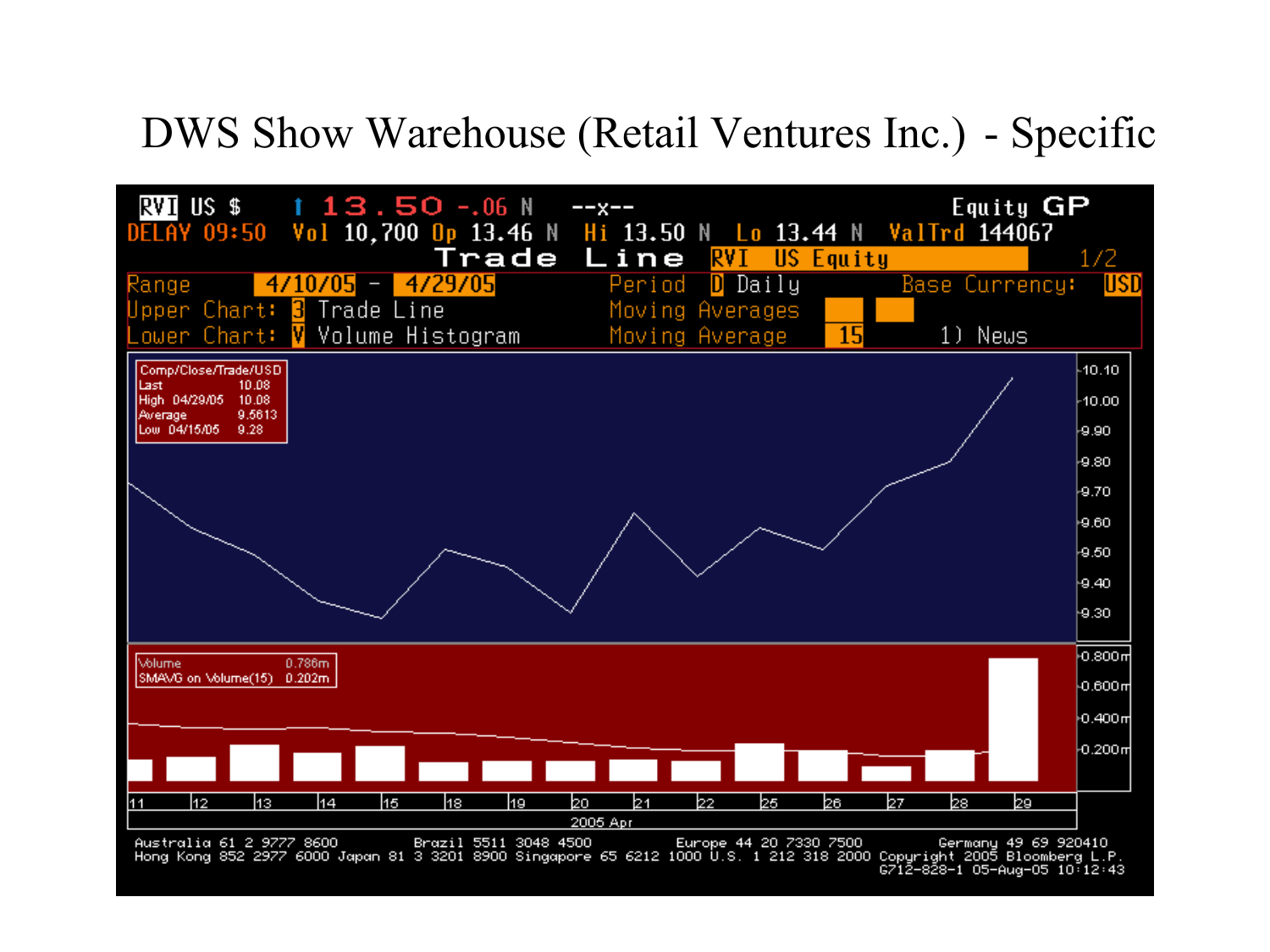# DWS Show Warehouse (Retail Ventures Inc.) - Specific

RVI US $ ↑ 13.50 -.06 N --x-- Equity GP
DELAY 09:50 Vol 10,700 Op 13.46 N Hi 13.50 N Lo 13.44 N ValTrd 144067

Trade Line RVI US Equity 1/2

Range 4/10/05 - 4/29/05 Period D Daily Base Currency: USD
Upper Chart: 3 Trade Line Moving Averages
Lower Chart: V Volume Histogram Moving Average 15 1) News

| Comp/Close/Trade/USD | |
|---|---|
| Last | 10.08 |
| High 04/29/05 | 10.08 |
| Average | 9.5613 |
| Low 04/15/05 | 9.28 |

| | |
|---|---|
| Volume | 0.786m |
| SMAVG on Volume(15) | 0.202m |

11 12 13 14 15 18 19 20 21 22 25 26 27 28 29
2005 Apr

Australia 61 2 9777 8600 Brazil 5511 3048 4500 Europe 44 20 7330 7500 Germany 49 69 920410
Hong Kong 852 2977 6000 Japan 81 3 3201 8900 Singapore 65 6212 1000 U.S. 1 212 318 2000 Copyright 2005 Bloomberg L.P.
G712-828-1 05-Aug-05 10:12:43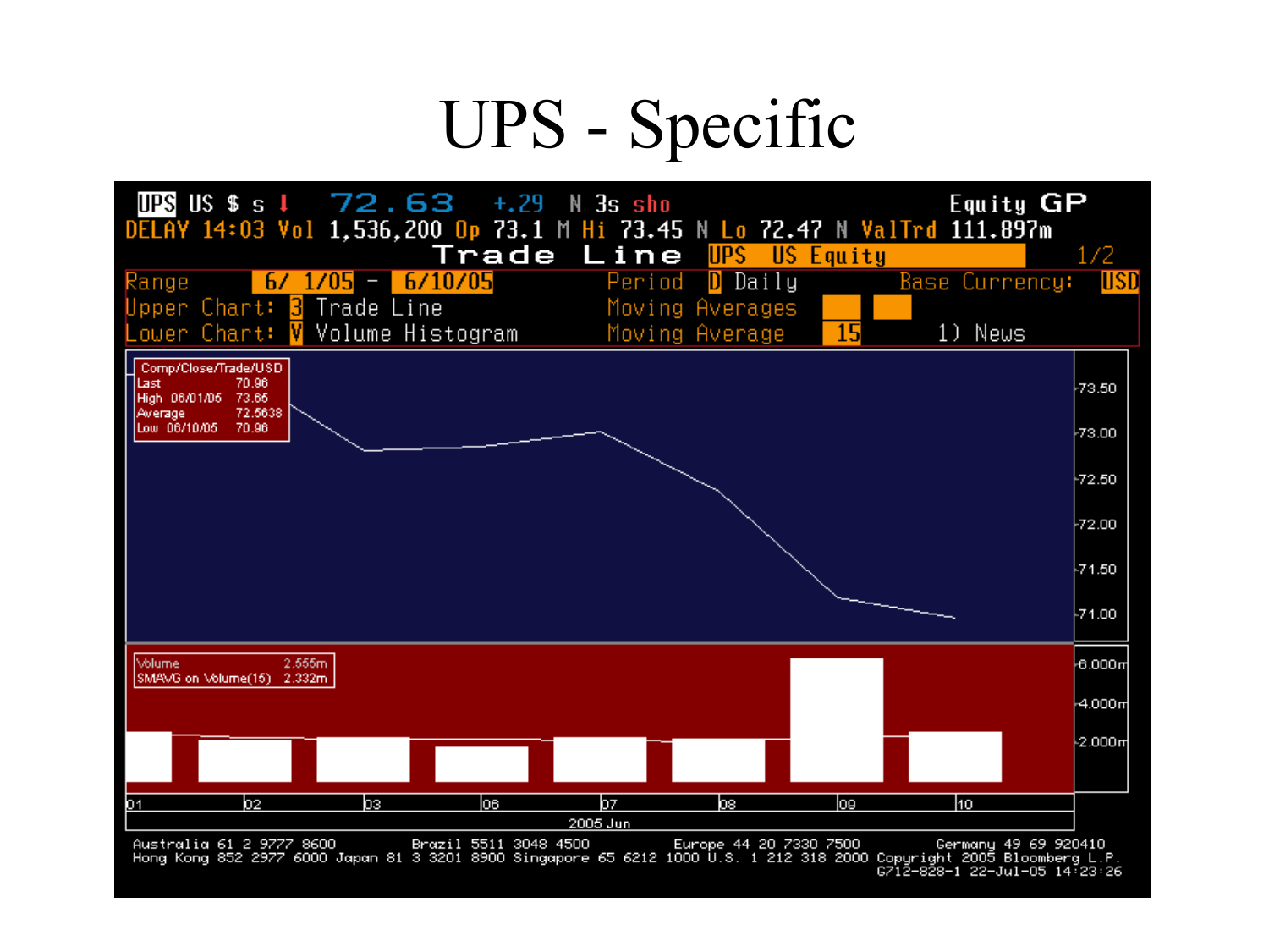# UPS - Specific

```
UPS US $ s ↓   72.63   +.29  N 3s sho                                    Equity GP
DELAY 14:03 Vol 1,536,200 Op 73.1 M Hi 73.45 N Lo 72.47 N ValTrd 111.897m
                         Trade Line   UPS  US Equity                          1/2
Range          6/ 1/05 - 6/10/05       Period      D Daily        Base Currency:  USD
Upper Chart:  3 Trade Line             Moving Averages
Lower Chart:  V Volume Histogram       Moving Average   15          1) News
```

| Comp/Close/Trade/USD | |
|---|---|
| Last | 70.96 |
| High 06/01/05 | 73.65 |
| Average | 72.5638 |
| Low 06/10/05 | 70.96 |

| Volume | 2.555m |
|---|---|
| SMAVG on Volume(15) | 2.332m |

01 02 03 06 07 08 09 10

2005 Jun

Australia 61 2 9777 8600 Brazil 5511 3048 4500 Europe 44 20 7330 7500 Germany 49 69 920410
Hong Kong 852 2977 6000 Japan 81 3 3201 8900 Singapore 65 6212 1000 U.S. 1 212 318 2000 Copyright 2005 Bloomberg L.P.
G712-828-1 22-Jul-05 14:23:26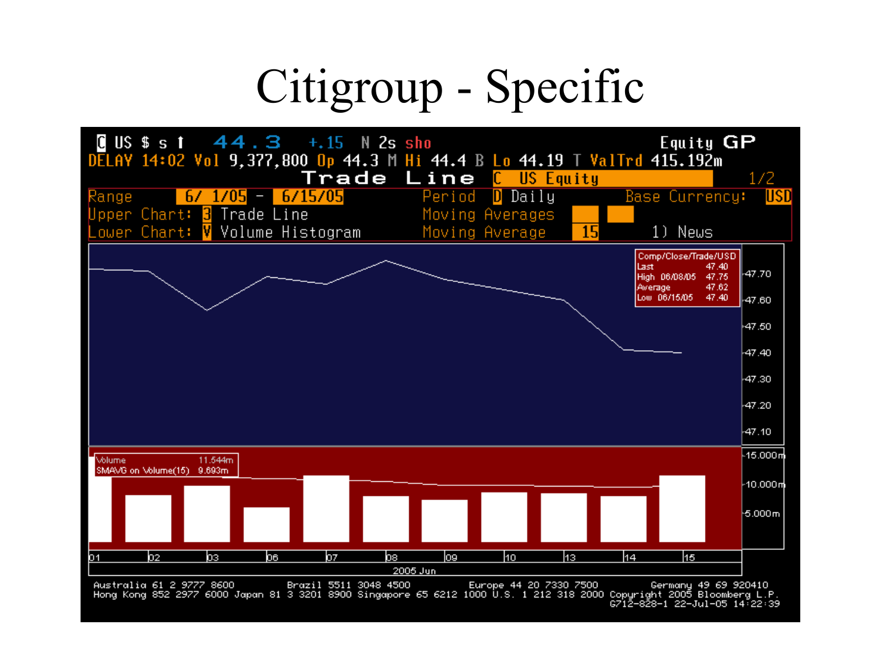# Citigroup - Specific

```
C US $ s ↑   44.3   +.15   N 2s sho                         Equity GP
DELAY 14:02 Vol 9,377,800 Op 44.3 M Hi 44.4 B Lo 44.19 T ValTrd 415.192m
                        Trade Line   C  US Equity                     1/2
Range          6/ 1/05 - 6/15/05        Period   D Daily        Base Currency: USD
Upper Chart:  3 Trade Line              Moving Averages
Lower Chart:  V Volume Histogram        Moving Average   15       1) News
```

| Comp/Close/Trade/USD | |
|---|---|
| Last | 47.40 |
| High 06/08/05 | 47.75 |
| Average | 47.62 |
| Low 06/15/05 | 47.40 |

| | |
|---|---|
| Volume | 11.544m |
| SMAVG on Volume(15) | 9.693m |

Price axis: 47.70, 47.60, 47.50, 47.40, 47.30, 47.20, 47.10

Volume axis: 15.000m, 10.000m, 5.000m

Dates: 01, 02, 03, 06, 07, 08, 09, 10, 13, 14, 15 — 2005 Jun

```
Australia 61 2 9777 8600      Brazil 5511 3048 4500      Europe 44 20 7330 7500      Germany 49 69 920410
Hong Kong 852 2977 6000 Japan 81 3 3201 8900 Singapore 65 6212 1000 U.S. 1 212 318 2000 Copyright 2005 Bloomberg L.P.
                                                                              G712-828-1 22-Jul-05 14:22:39
```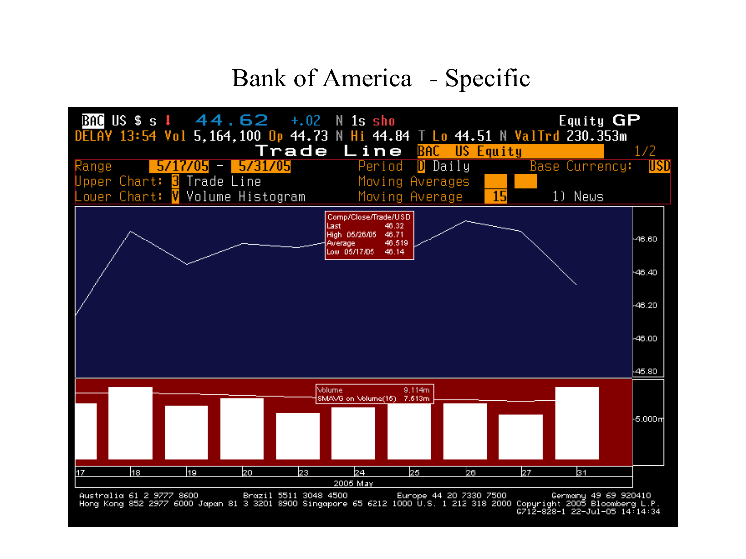# Bank of America - Specific

```
BAC US $ s ↓   44.62   +.02 N 1s sho                                Equity GP
DELAY 13:54 Vol 5,164,100 Op 44.73 N Hi 44.84 T Lo 44.51 N ValTrd 230.353m
                         Trade Line   BAC US Equity                         1/2
Range        5/17/05 - 5/31/05      Period  D Daily          Base Currency: USD
Upper Chart: 3 Trade Line           Moving Averages
Lower Chart: V Volume Histogram     Moving Average   15          1) News
```

| Comp/Close/Trade/USD | |
|---|---|
| Last | 46.32 |
| High 05/26/05 | 46.71 |
| Average | 46.519 |
| Low 05/17/05 | 46.14 |

| | |
|---|---|
| Volume | 9.114m |
| SMAVG on Volume(15) | 7.513m |

17 18 19 20 23 24 25 26 27 31

2005 May

```
Australia 61 2 9777 8600        Brazil 5511 3048 4500        Europe 44 20 7330 7500        Germany 49 69 920410
Hong Kong 852 2977 6000 Japan 81 3 3201 8900 Singapore 65 6212 1000 U.S. 1 212 318 2000 Copyright 2005 Bloomberg L.P.
                                                                              G712-828-1 22-Jul-05 14:14:34
```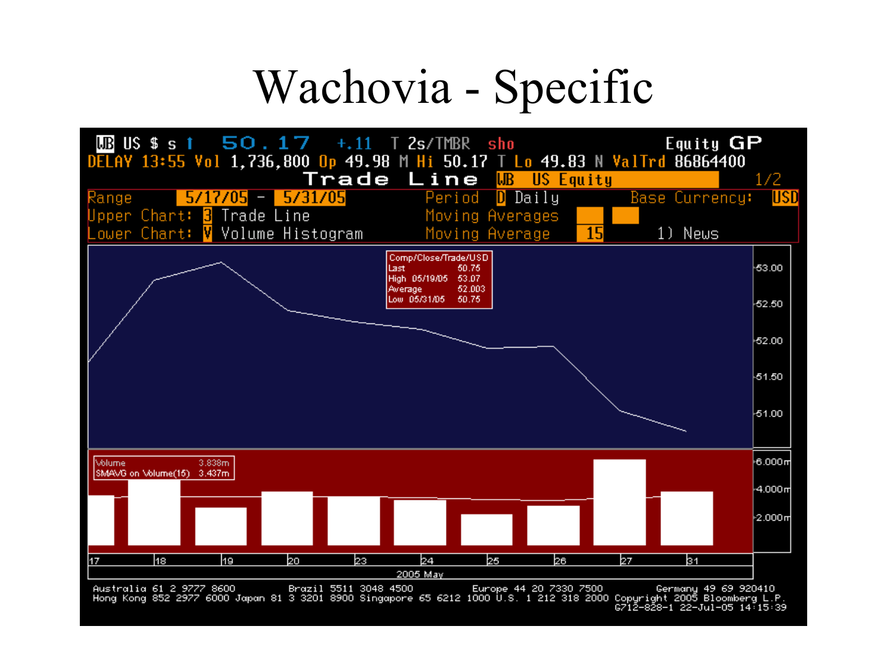# Wachovia - Specific

WB US $ s ↑ 50.17 +.11 T 2s/TMBR sho Equity GP

DELAY 13:55 Vol 1,736,800 Op 49.98 M Hi 50.17 T Lo 49.83 N ValTrd 86864400

Trade Line WB US Equity 1/2

Range 5/17/05 - 5/31/05 Period D Daily Base Currency: USD

Upper Chart: 3 Trade Line Moving Averages

Lower Chart: V Volume Histogram Moving Average 15 1) News

| Comp/Close/Trade/USD | | |
|---|---|---|
| Last | | 50.75 |
| High | 05/19/05 | 53.07 |
| Average | | 52.003 |
| Low | 05/31/05 | 50.75 |

| Volume | 3.838m |
|---|---|
| SMAVG on Volume(15) | 3.437m |

17 18 19 20 23 24 25 26 27 31

2005 May

Australia 61 2 9777 8600 Brazil 5511 3048 4500 Europe 44 20 7330 7500 Germany 49 69 920410
Hong Kong 852 2977 6000 Japan 81 3 3201 8900 Singapore 65 6212 1000 U.S. 1 212 318 2000 Copyright 2005 Bloomberg L.P.
G712-828-1 22-Jul-05 14:15:39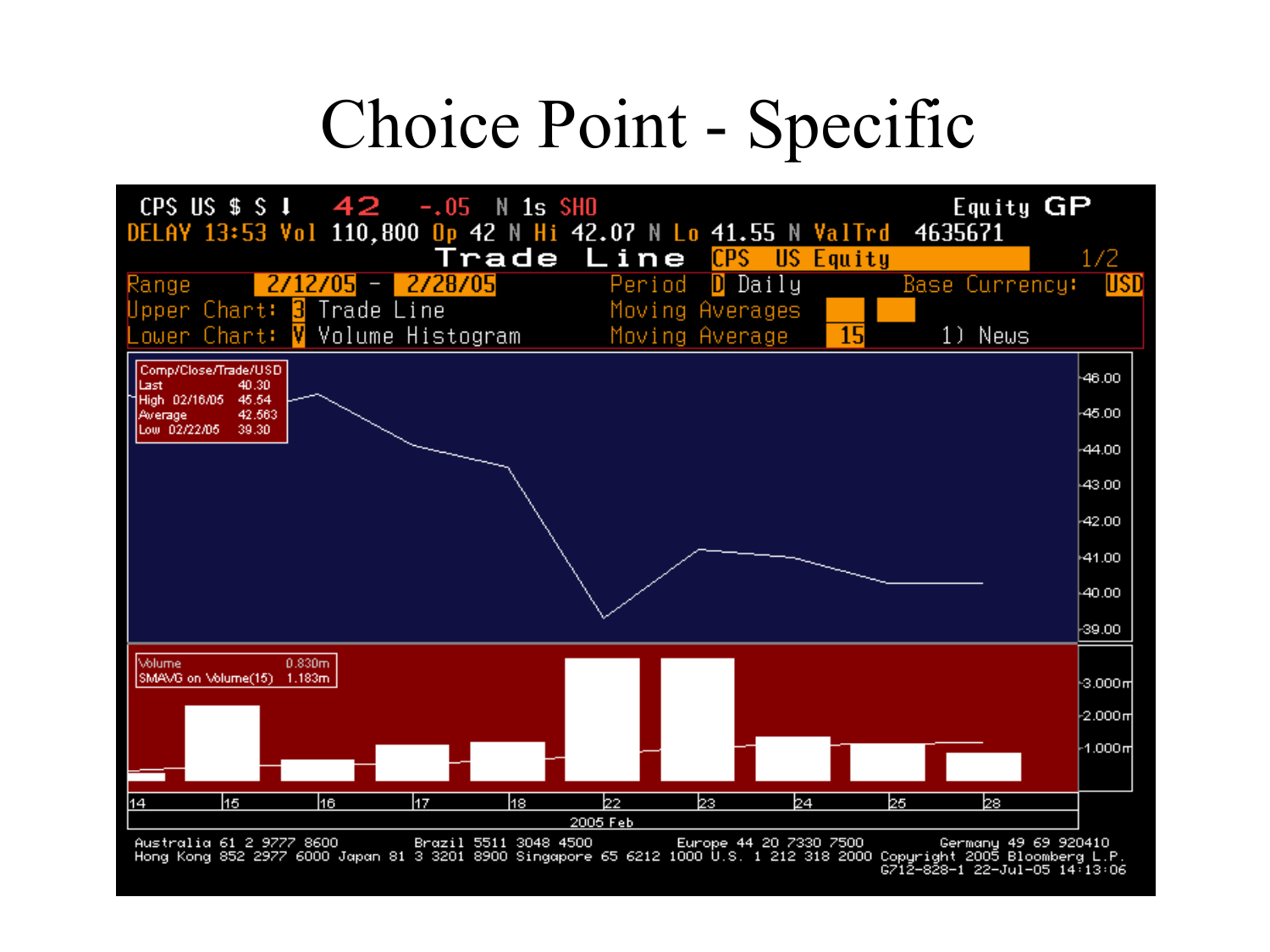# Choice Point - Specific

CPS US $ $ ↓ 42 -.05 N 1s SHO Equity GP

DELAY 13:53 Vol 110,800 Op 42 N Hi 42.07 N Lo 41.55 N ValTrd 4635671

Trade Line CPS US Equity 1/2

Range 2/12/05 - 2/28/05 Period D Daily Base Currency: USD

Upper Chart: 3 Trade Line Moving Averages

Lower Chart: V Volume Histogram Moving Average 15 1) News

| Comp/Close/Trade/USD | |
|---|---|
| Last | 40.30 |
| High 02/16/05 | 45.54 |
| Average | 42.563 |
| Low 02/22/05 | 39.30 |

46.00, 45.00, 44.00, 43.00, 42.00, 41.00, 40.00, 39.00

| Volume | 0.830m |
|---|---|
| SMAVG on Volume(15) | 1.183m |

3.000m, 2.000m, 1.000m

14, 15, 16, 17, 18, 22, 23, 24, 25, 28

2005 Feb

Australia 61 2 9777 8600 Brazil 5511 3048 4500 Europe 44 20 7330 7500 Germany 49 69 920410
Hong Kong 852 2977 6000 Japan 81 3 3201 8900 Singapore 65 6212 1000 U.S. 1 212 318 2000 Copyright 2005 Bloomberg L.P.
G712-828-1 22-Jul-05 14:13:06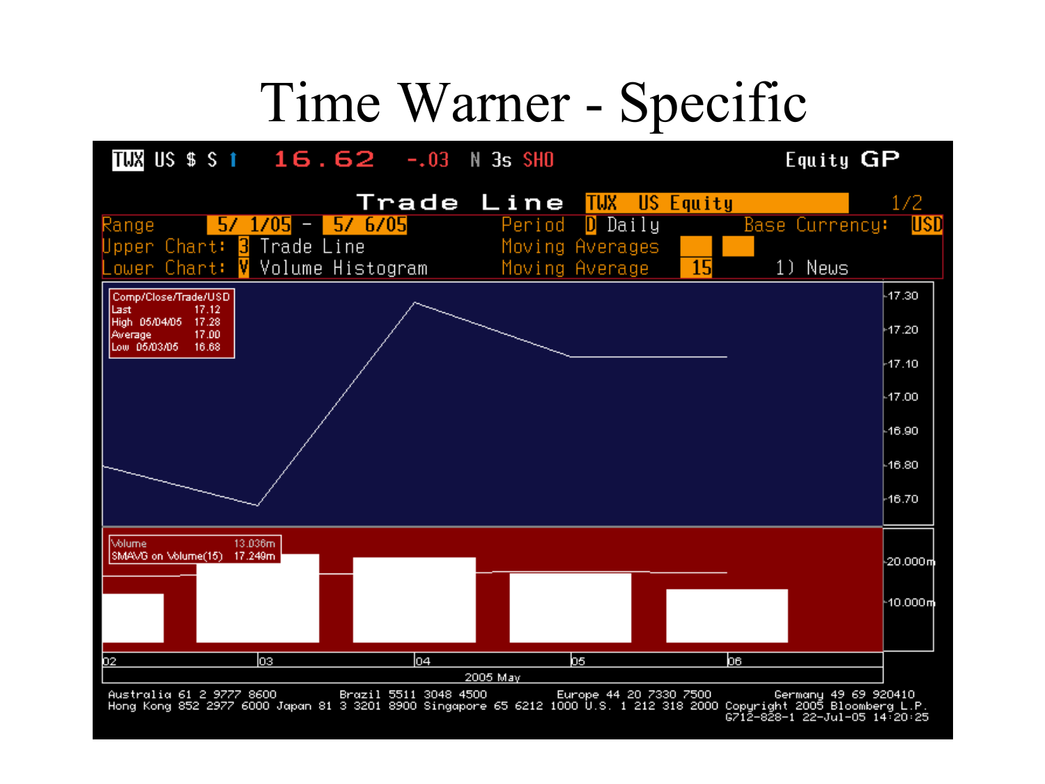# Time Warner - Specific

TWX US $ S ↑ 16.62 -.03 N 3s SHO Equity GP

Trade Line TWX US Equity 1/2

Range 5/ 1/05 - 5/ 6/05 Period D Daily Base Currency: USD

Upper Chart: 3 Trade Line Moving Averages

Lower Chart: V Volume Histogram Moving Average 15 1) News

| Comp/Close/Trade/USD | |
|---|---|
| Last | 17.12 |
| High 05/04/05 | 17.28 |
| Average | 17.00 |
| Low 05/03/05 | 16.68 |

| Volume | 13.036m |
|---|---|
| SMAVG on Volume(15) | 17.249m |

02 03 04 05 06

2005 May

Australia 61 2 9777 8600 Brazil 5511 3048 4500 Europe 44 20 7330 7500 Germany 49 69 920410
Hong Kong 852 2977 6000 Japan 81 3 3201 8900 Singapore 65 6212 1000 U.S. 1 212 318 2000 Copyright 2005 Bloomberg L.P.
G712-828-1 22-Jul-05 14:20:25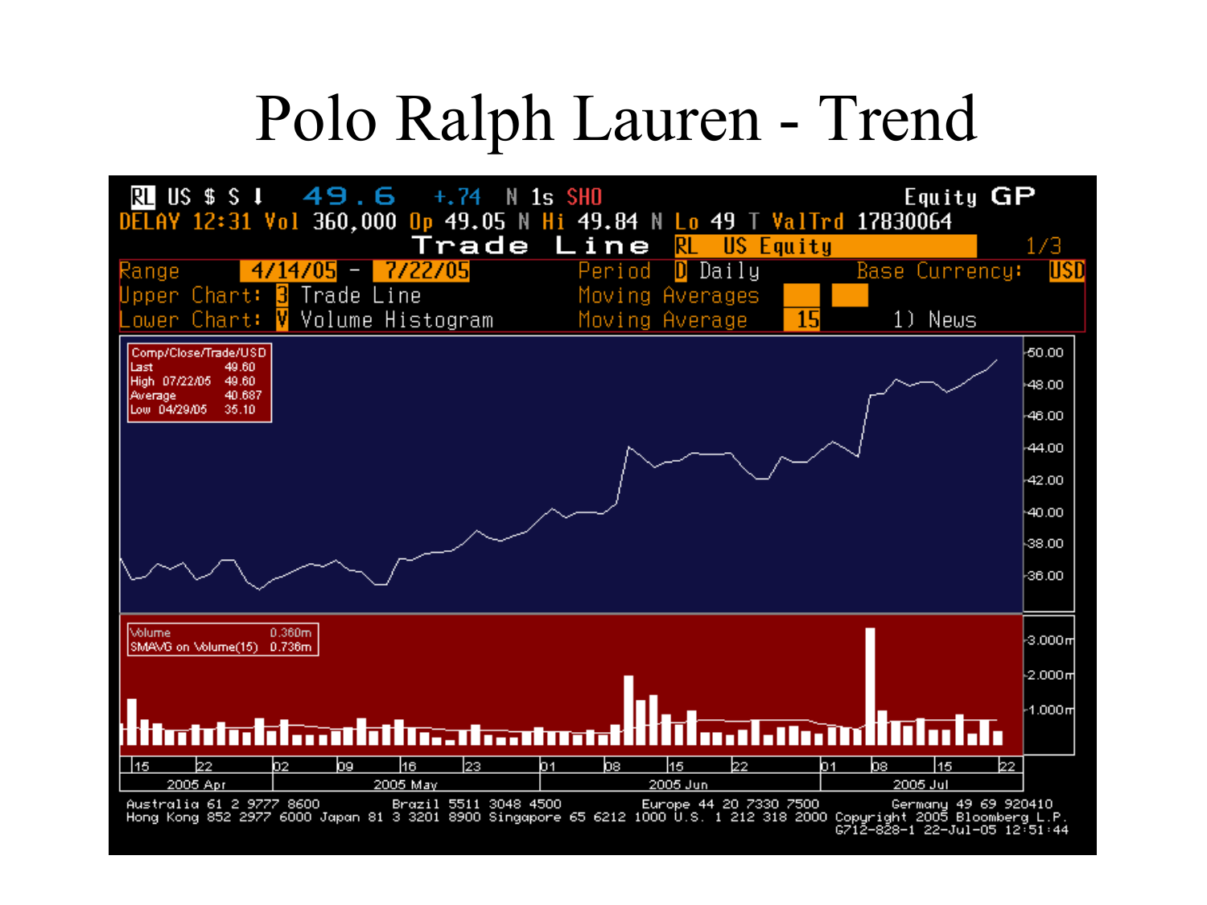# Polo Ralph Lauren - Trend

RL US $ $ ↓ 49.6 +.74 N 1s SHO Equity GP
DELAY 12:31 Vol 360,000 Op 49.05 N Hi 49.84 N Lo 49 T ValTrd 17830064

Trade Line RL US Equity 1/3

Range 4/14/05 - 7/22/05 Period D Daily Base Currency: USD
Upper Chart: 3 Trade Line Moving Averages
Lower Chart: V Volume Histogram Moving Average 15 1) News

| Comp/Close/Trade/USD | |
|---|---|
| Last | 49.60 |
| High 07/22/05 | 49.60 |
| Average | 40.687 |
| Low 04/29/05 | 35.10 |

| | |
|---|---|
| Volume | 0.360m |
| SMAVG on Volume(15) | 0.736m |

Australia 61 2 9777 8600 Brazil 5511 3048 4500 Europe 44 20 7330 7500 Germany 49 69 920410
Hong Kong 852 2977 6000 Japan 81 3 3201 8900 Singapore 65 6212 1000 U.S. 1 212 318 2000 Copyright 2005 Bloomberg L.P.
G712-828-1 22-Jul-05 12:51:44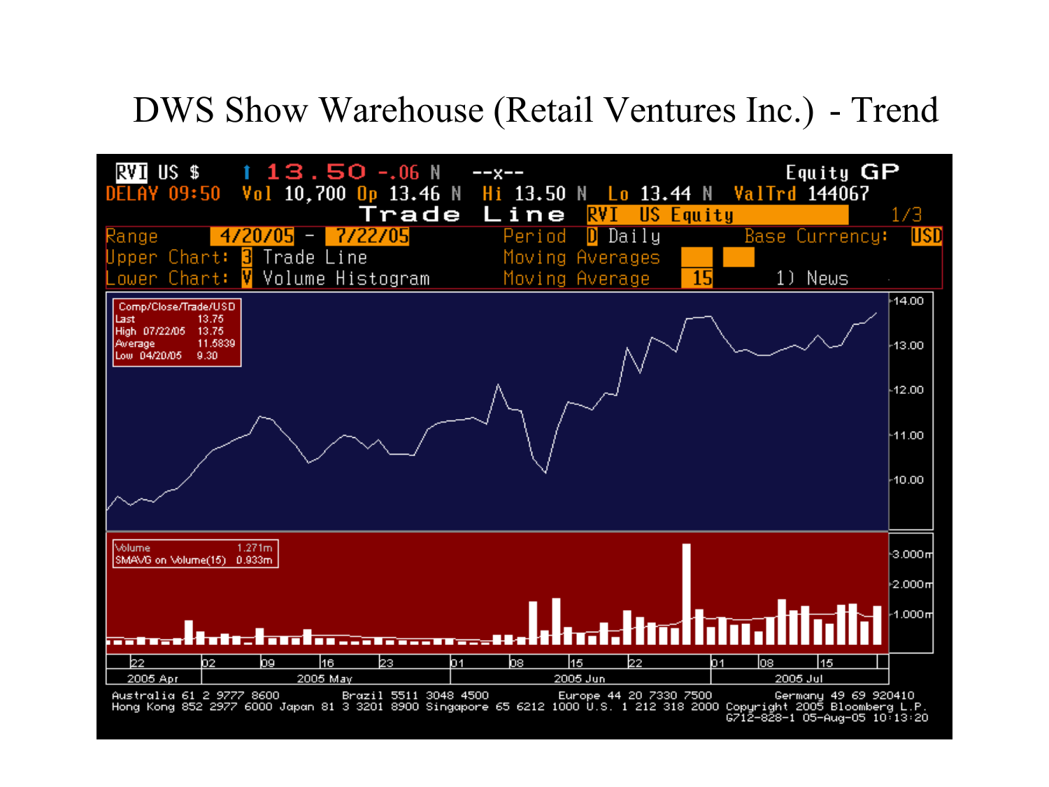# DWS Show Warehouse (Retail Ventures Inc.) - Trend

RVI US $ ↑ 13.50 -.06 N --x-- Equity GP
DELAY 09:50 Vol 10,700 Op 13.46 N Hi 13.50 N Lo 13.44 N ValTrd 144067
Trade Line RVI US Equity 1/3
Range 4/20/05 - 7/22/05 Period D Daily Base Currency: USD
Upper Chart: 3 Trade Line Moving Averages
Lower Chart: V Volume Histogram Moving Average 15 1) News

| Comp/Close/Trade/USD | |
|---|---|
| Last | 13.75 |
| High 07/22/05 | 13.75 |
| Average | 11.5839 |
| Low 04/20/05 | 9.30 |

| Volume | 1.271m |
|---|---|
| SMAVG on Volume(15) | 0.933m |

Australia 61 2 9777 8600 Brazil 5511 3048 4500 Europe 44 20 7330 7500 Germany 49 69 920410
Hong Kong 852 2977 6000 Japan 81 3 3201 8900 Singapore 65 6212 1000 U.S. 1 212 318 2000 Copyright 2005 Bloomberg L.P.
G712-828-1 05-Aug-05 10:13:20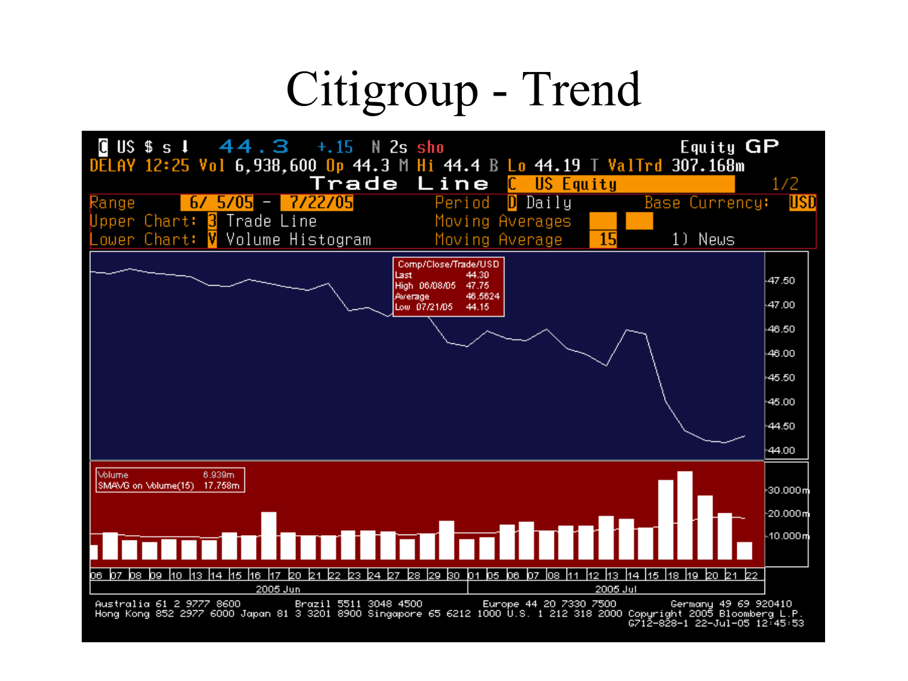# Citigroup - Trend

```
C US $ s ↓   44.3   +.15   N 2s sho                                  Equity GP
DELAY 12:25 Vol 6,938,600 Op 44.3 M Hi 44.4 B Lo 44.19 T ValTrd 307.168m
                    Trade Line   C  US Equity                           1/2
Range        6/ 5/05 - 7/22/05       Period   D Daily        Base Currency: USD
Upper Chart: 3 Trade Line            Moving Averages
Lower Chart: V Volume Histogram      Moving Average  15        1) News
```

| Comp/Close/Trade/USD | |
|---|---|
| Last | 44.30 |
| High 06/08/05 | 47.75 |
| Average | 46.5624 |
| Low 07/21/05 | 44.15 |

| Volume | 6.939m |
|---|---|
| SMAVG on Volume(15) | 17.758m |

Australia 61 2 9777 8600 Brazil 5511 3048 4500 Europe 44 20 7330 7500 Germany 49 69 920410
Hong Kong 852 2977 6000 Japan 81 3 3201 8900 Singapore 65 6212 1000 U.S. 1 212 318 2000 Copyright 2005 Bloomberg L.P.
G712-828-1 22-Jul-05 12:45:53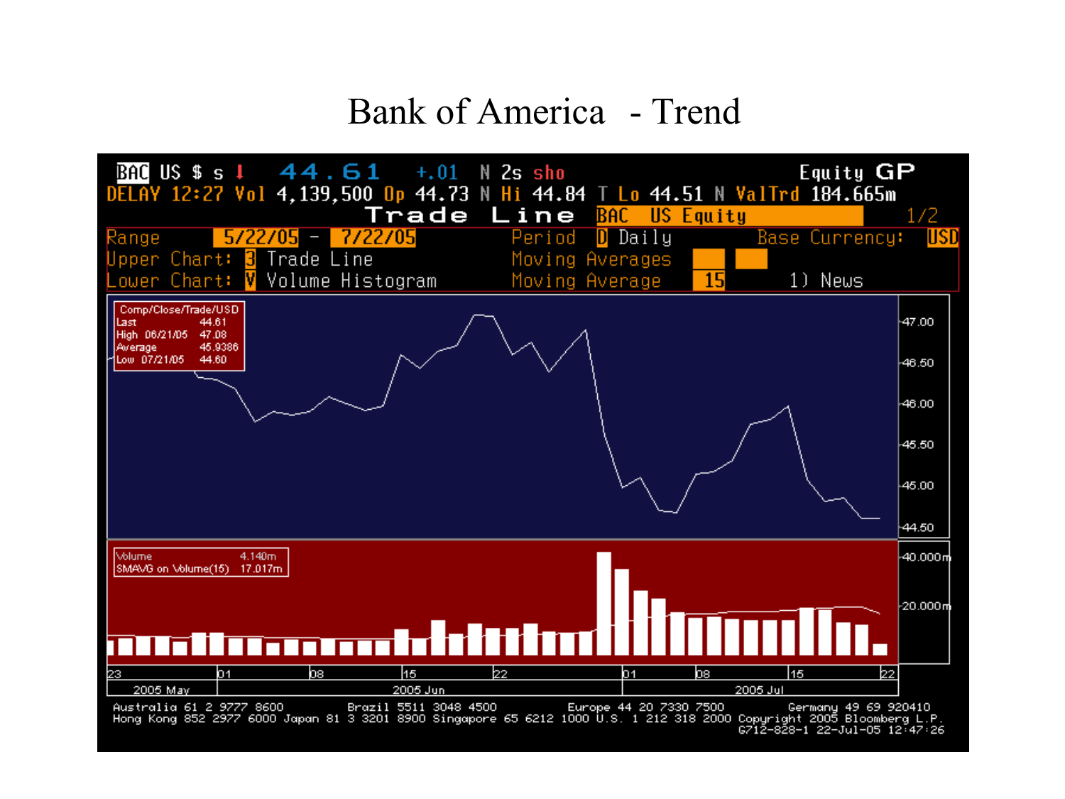# Bank of America - Trend

BAC US $ s ↓ 44.61 +.01 N 2s sho Equity GP

DELAY 12:27 Vol 4,139,500 Op 44.73 N Hi 44.84 T Lo 44.51 N ValTrd 184.665m

Trade Line BAC US Equity 1/2

Range 5/22/05 - 7/22/05 Period D Daily Base Currency: USD

Upper Chart: 3 Trade Line Moving Averages

Lower Chart: V Volume Histogram Moving Average 15 1) News

| Comp/Close/Trade/USD | |
|---|---|
| Last | 44.61 |
| High 06/21/05 | 47.08 |
| Average | 45.9386 |
| Low 07/21/05 | 44.60 |

| Volume | 4.140m |
|---|---|
| SMAVG on Volume(15) | 17.017m |

Australia 61 2 9777 8600 Brazil 5511 3048 4500 Europe 44 20 7330 7500 Germany 49 69 920410
Hong Kong 852 2977 6000 Japan 81 3 3201 8900 Singapore 65 6212 1000 U.S. 1 212 318 2000 Copyright 2005 Bloomberg L.P.
G712-828-1 22-Jul-05 12:47:26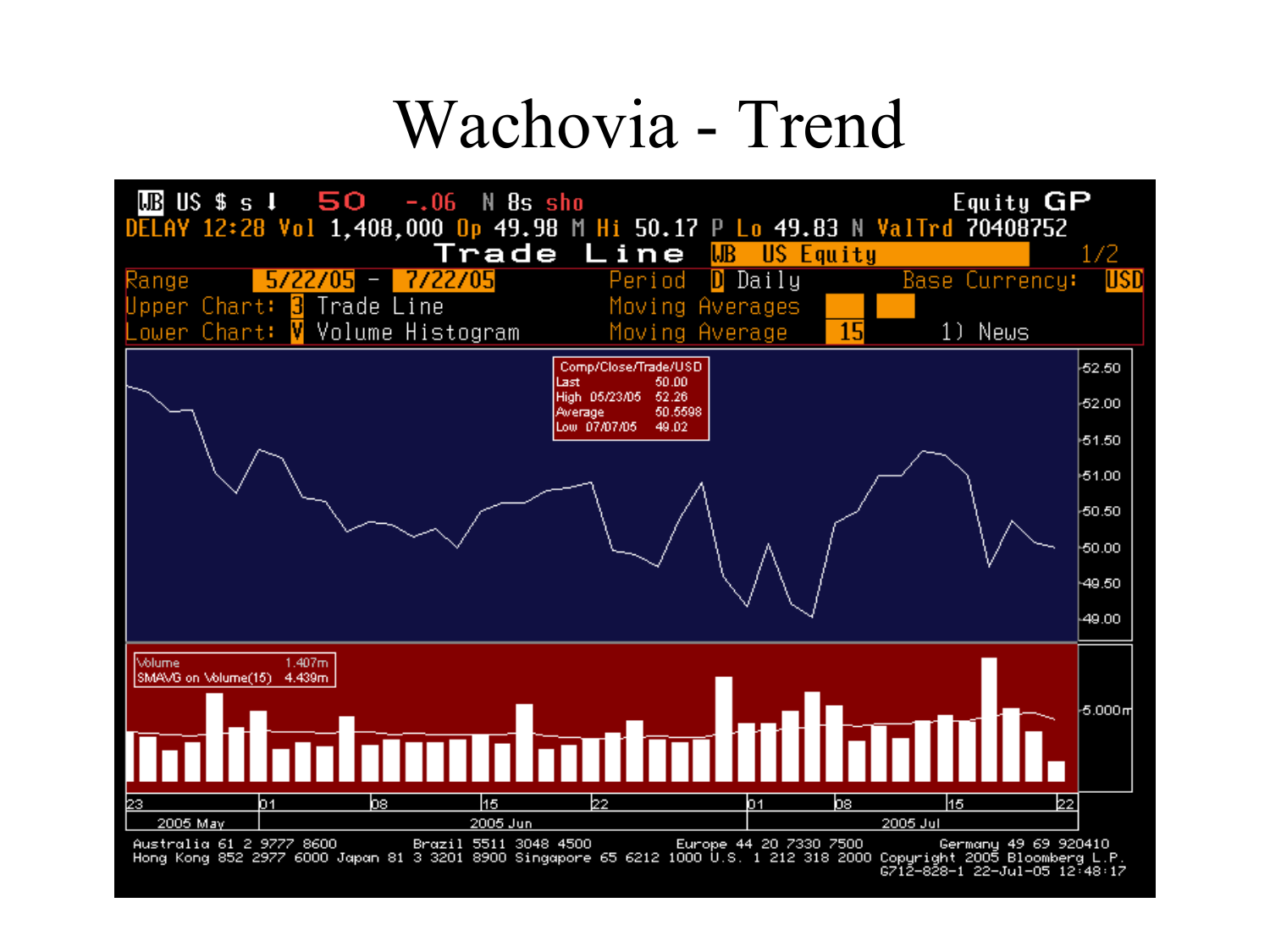# Wachovia - Trend

WB US $ s ↓ 50 -.06 N 8s sho Equity GP

DELAY 12:28 Vol 1,408,000 Op 49.98 M Hi 50.17 P Lo 49.83 N ValTrd 70408752

Trade Line WB US Equity 1/2

Range 5/22/05 - 7/22/05 Period D Daily Base Currency: USD

Upper Chart: 3 Trade Line Moving Averages

Lower Chart: V Volume Histogram Moving Average 15 1) News

| Comp/Close/Trade/USD | |
|---|---|
| Last | 50.00 |
| High 05/23/05 | 52.26 |
| Average | 50.5598 |
| Low 07/07/05 | 49.02 |

| Volume | 1.407m |
|---|---|
| SMAVG on Volume(15) | 4.439m |

Australia 61 2 9777 8600 Brazil 5511 3048 4500 Europe 44 20 7330 7500 Germany 49 69 920410
Hong Kong 852 2977 6000 Japan 81 3 3201 8900 Singapore 65 6212 1000 U.S. 1 212 318 2000 Copyright 2005 Bloomberg L.P.
G712-828-1 22-Jul-05 12:48:17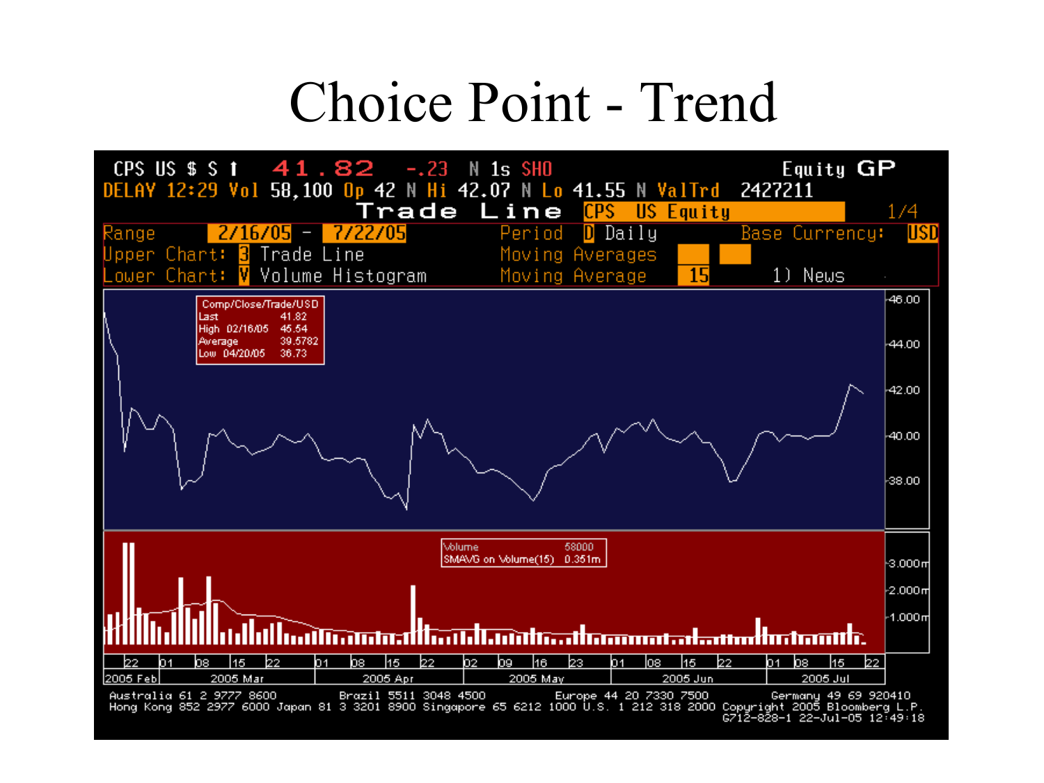# Choice Point - Trend

CPS US $ $ ↑ 41.82 -.23 N 1s SHO Equity GP
DELAY 12:29 Vol 58,100 Op 42 N Hi 42.07 N Lo 41.55 N ValTrd 2427211

Trade Line CPS US Equity 1/4

Range 2/16/05 - 7/22/05 Period D Daily Base Currency: USD
Upper Chart: 3 Trade Line Moving Averages
Lower Chart: V Volume Histogram Moving Average 15 1) News

| Comp/Close/Trade/USD | |
|---|---|
| Last | 41.82 |
| High 02/16/05 | 45.54 |
| Average | 39.5782 |
| Low 04/20/05 | 36.73 |

| Volume | 58000 |
|---|---|
| SMAVG on Volume(15) | 0.351m |

Australia 61 2 9777 8600 Brazil 5511 3048 4500 Europe 44 20 7330 7500 Germany 49 69 920410
Hong Kong 852 2977 6000 Japan 81 3 3201 8900 Singapore 65 6212 1000 U.S. 1 212 318 2000 Copyright 2005 Bloomberg L.P.
G712-828-1 22-Jul-05 12:49:18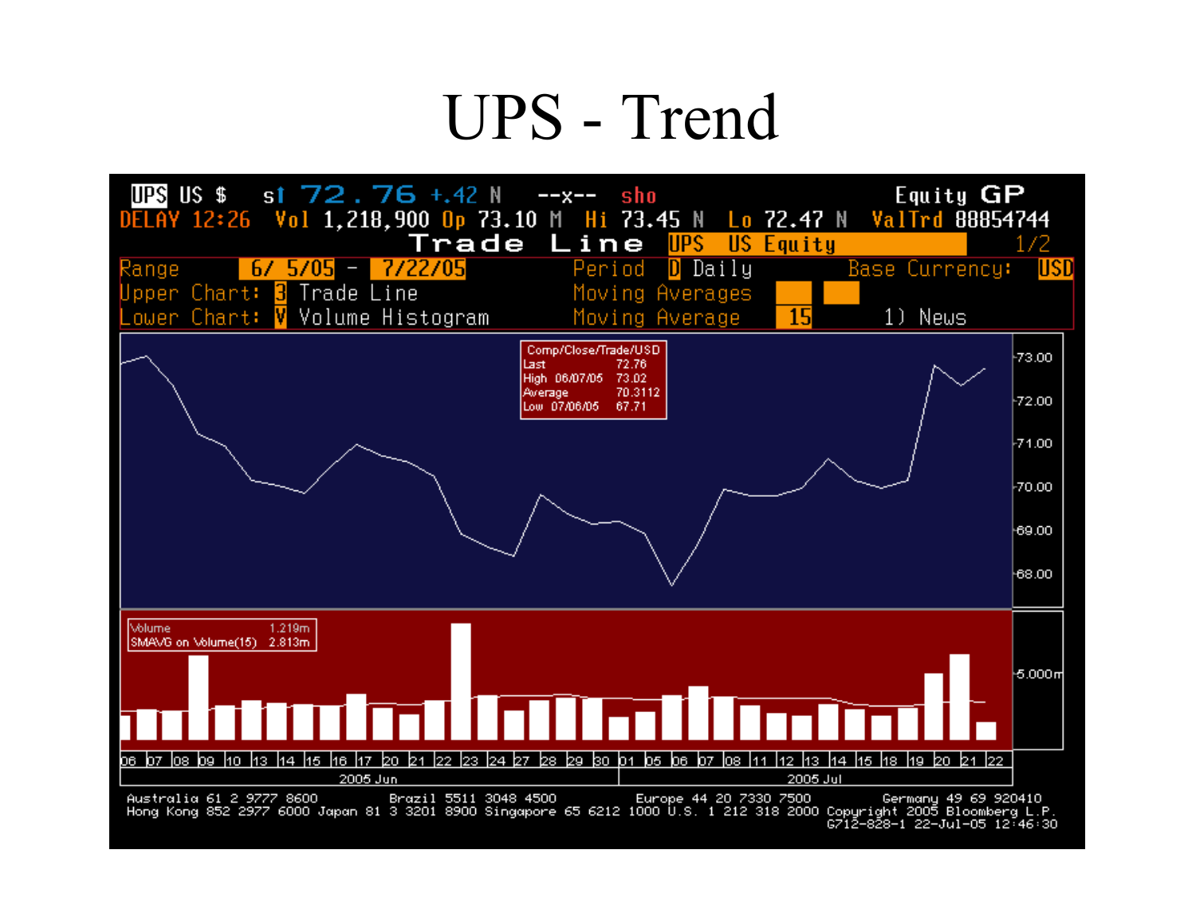# UPS - Trend

UPS US $ s↑ 72.76 +.42 N --x-- sho Equity GP

DELAY 12:26 Vol 1,218,900 Op 73.10 M Hi 73.45 N Lo 72.47 N ValTrd 88854744

Trade Line UPS US Equity 1/2

Range 6/ 5/05 - 7/22/05 Period D Daily Base Currency: USD

Upper Chart: 3 Trade Line Moving Averages

Lower Chart: V Volume Histogram Moving Average 15 1) News

Comp/Close/Trade/USD

| | | |
|---|---|---|
| Last | | 72.76 |
| High | 06/07/05 | 73.02 |
| Average | | 70.3112 |
| Low | 07/06/05 | 67.71 |

73.00, 72.00, 71.00, 70.00, 69.00, 68.00

Volume 1.219m

SMAVG on Volume(15) 2.813m

5.000m

06 07 08 09 10 13 14 15 16 17 20 21 22 23 24 27 28 29 30 01 05 06 07 08 11 12 13 14 15 18 19 20 21 22

2005 Jun 2005 Jul

Australia 61 2 9777 8600 Brazil 5511 3048 4500 Europe 44 20 7330 7500 Germany 49 69 920410
Hong Kong 852 2977 6000 Japan 81 3 3201 8900 Singapore 65 6212 1000 U.S. 1 212 318 2000 Copyright 2005 Bloomberg L.P.
G712-828-1 22-Jul-05 12:46:30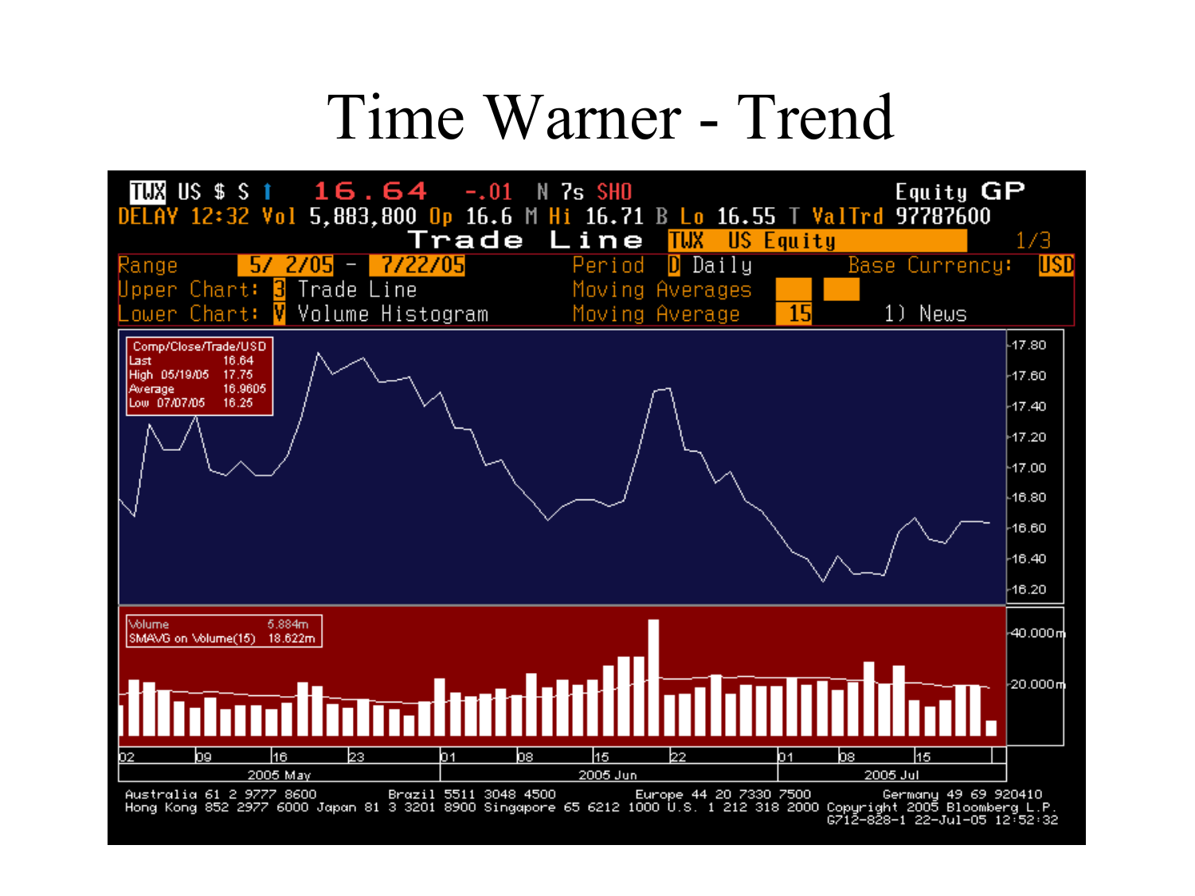# Time Warner - Trend

TWX US $ $ ↑ 16.64 -.01 N 7s SHO Equity GP

DELAY 12:32 Vol 5,883,800 Op 16.6 M Hi 16.71 B Lo 16.55 T ValTrd 97787600

Trade Line TWX US Equity 1/3

Range 5/ 2/05 - 7/22/05 Period D Daily Base Currency: USD

Upper Chart: 3 Trade Line Moving Averages

Lower Chart: V Volume Histogram Moving Average 15 1) News

Comp/Close/Trade/USD
Last 16.64
High 05/19/05 17.75
Average 16.9605
Low 07/07/05 16.25

17.80
17.60
17.40
17.20
17.00
16.80
16.60
16.40
16.20

Volume 5.884m
SMAVG on Volume(15) 18.622m

40.000m
20.000m

02 09 16 23 01 08 15 22 01 08 15

2005 May 2005 Jun 2005 Jul

Australia 61 2 9777 8600 Brazil 5511 3048 4500 Europe 44 20 7330 7500 Germany 49 69 920410
Hong Kong 852 2977 6000 Japan 81 3 3201 8900 Singapore 65 6212 1000 U.S. 1 212 318 2000 Copyright 2005 Bloomberg L.P.
G712-828-1 22-Jul-05 12:52:32